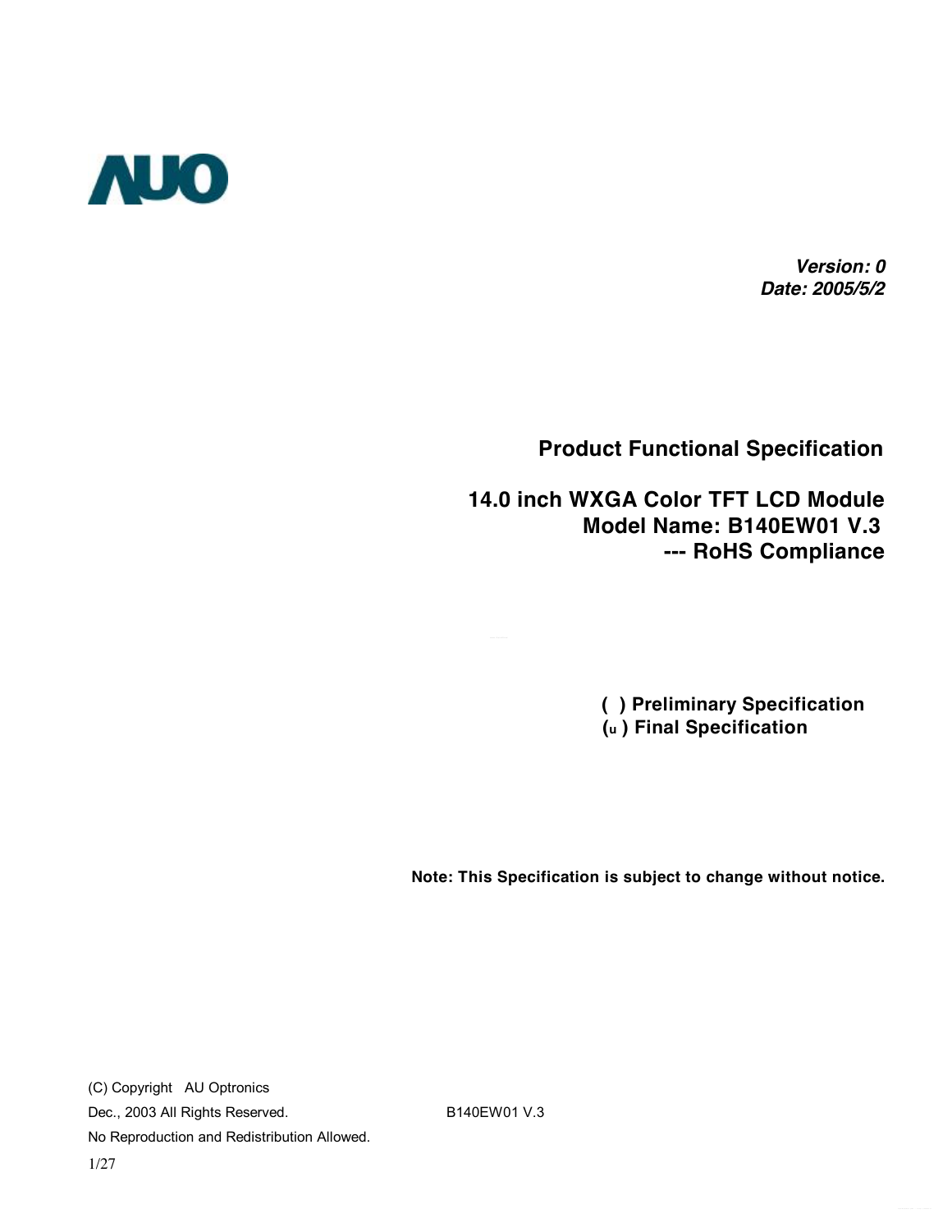AUO

***Version: 0***
***Date: 2005/5/2***

## Product Functional Specification

## 14.0 inch WXGA Color TFT LCD Module
## Model Name: B140EW01 V.3
## --- RoHS Compliance

**( ) Preliminary Specification**
**(u ) Final Specification**

**Note: This Specification is subject to change without notice.**

(C) Copyright AU Optronics
Dec., 2003 All Rights Reserved. B140EW01 V.3
No Reproduction and Redistribution Allowed.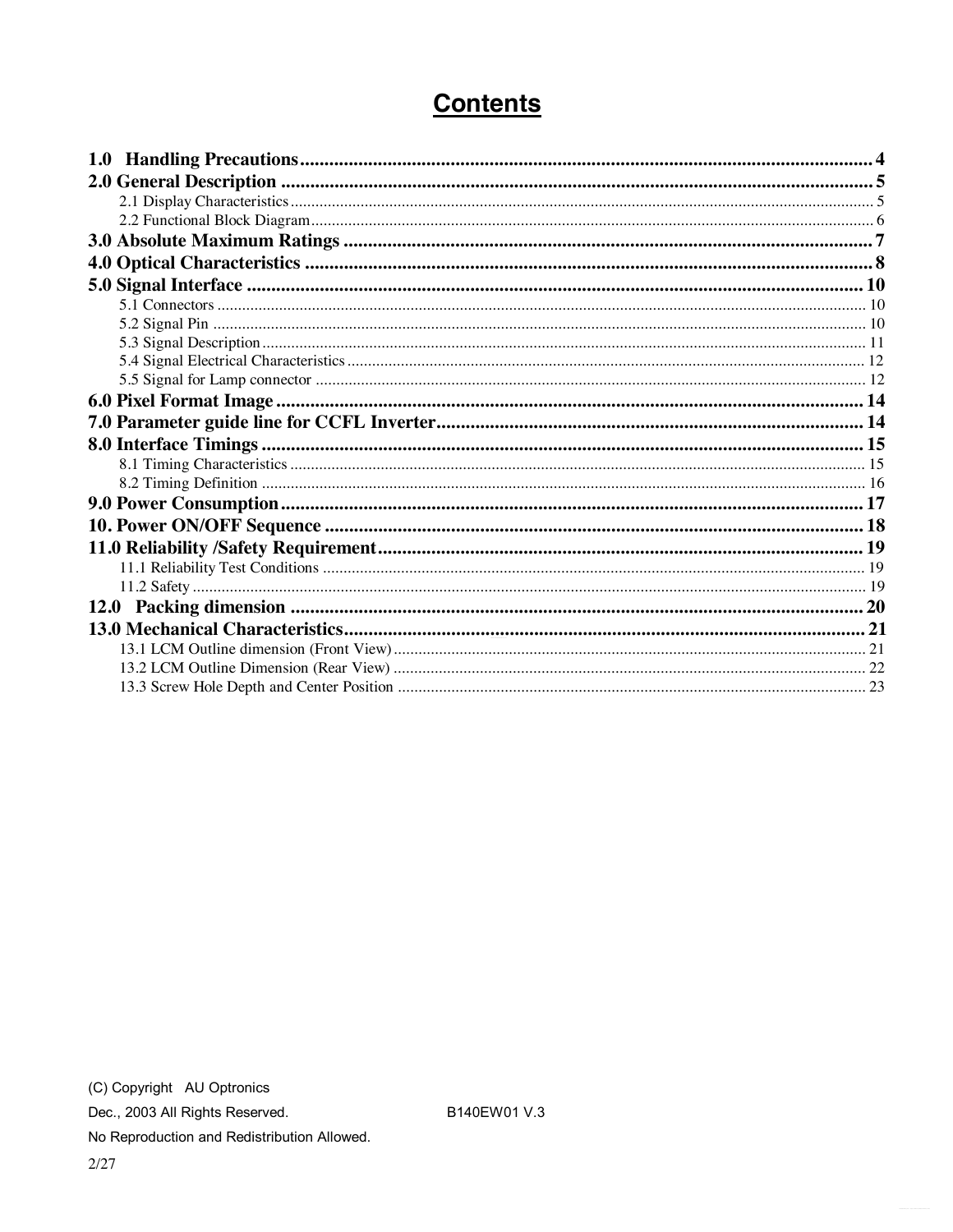# Contents

**1.0 Handling Precautions** .......... 4

**2.0 General Description** .......... 5

- 2.1 Display Characteristics .......... 5
- 2.2 Functional Block Diagram .......... 6

**3.0 Absolute Maximum Ratings** .......... 7

**4.0 Optical Characteristics** .......... 8

**5.0 Signal Interface** .......... 10

- 5.1 Connectors .......... 10
- 5.2 Signal Pin .......... 10
- 5.3 Signal Description .......... 11
- 5.4 Signal Electrical Characteristics .......... 12
- 5.5 Signal for Lamp connector .......... 12

**6.0 Pixel Format Image** .......... 14

**7.0 Parameter guide line for CCFL Inverter** .......... 14

**8.0 Interface Timings** .......... 15

- 8.1 Timing Characteristics .......... 15
- 8.2 Timing Definition .......... 16

**9.0 Power Consumption** .......... 17

**10. Power ON/OFF Sequence** .......... 18

**11.0 Reliability /Safety Requirement** .......... 19

- 11.1 Reliability Test Conditions .......... 19
- 11.2 Safety .......... 19

**12.0 Packing dimension** .......... 20

**13.0 Mechanical Characteristics** .......... 21

- 13.1 LCM Outline dimension (Front View) .......... 21
- 13.2 LCM Outline Dimension (Rear View) .......... 22
- 13.3 Screw Hole Depth and Center Position .......... 23

(C) Copyright AU Optronics

Dec., 2003 All Rights Reserved. B140EW01 V.3

No Reproduction and Redistribution Allowed.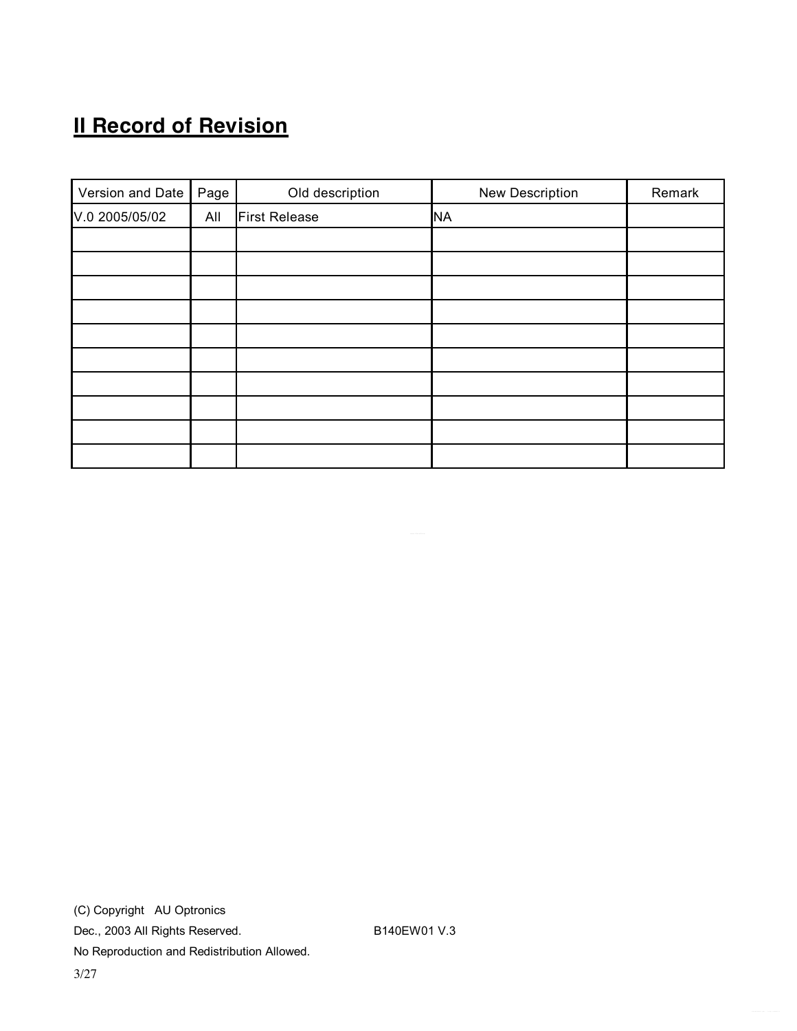## II Record of Revision

| Version and Date | Page | Old description | New Description | Remark |
|---|---|---|---|---|
| V.0 2005/05/02 | All | First Release | NA | |
| | | | | |
| | | | | |
| | | | | |
| | | | | |
| | | | | |
| | | | | |
| | | | | |
| | | | | |
| | | | | |
| | | | | |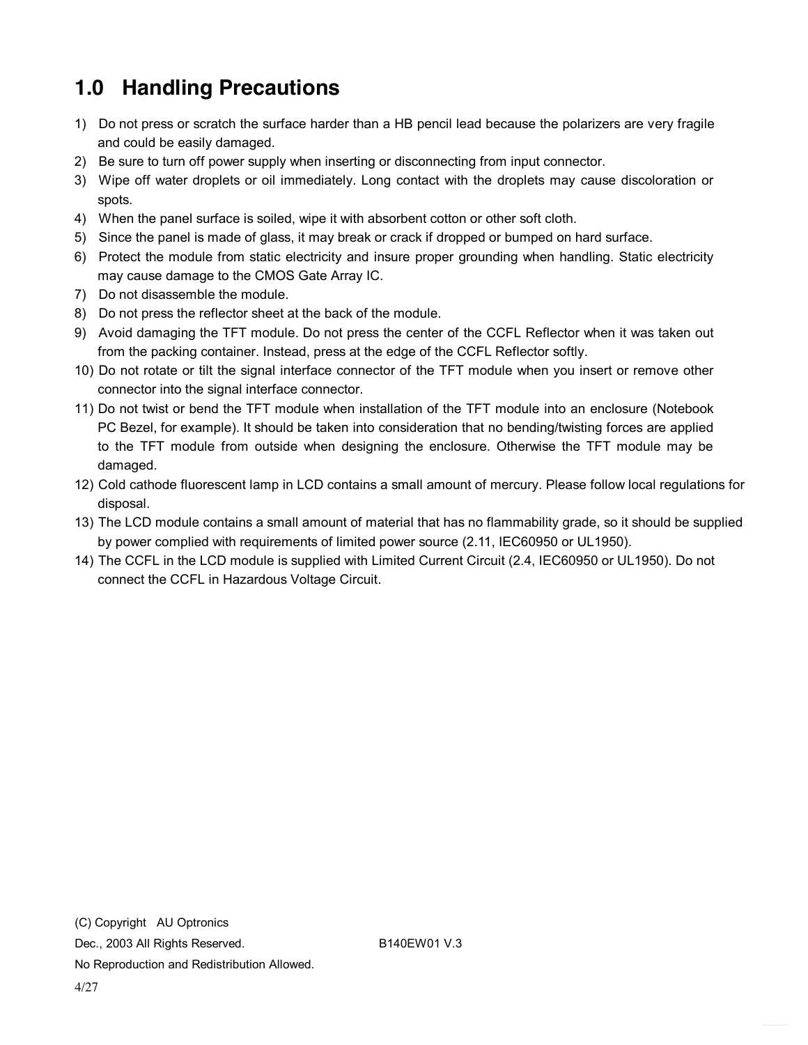# 1.0 Handling Precautions

1) Do not press or scratch the surface harder than a HB pencil lead because the polarizers are very fragile and could be easily damaged.
2) Be sure to turn off power supply when inserting or disconnecting from input connector.
3) Wipe off water droplets or oil immediately. Long contact with the droplets may cause discoloration or spots.
4) When the panel surface is soiled, wipe it with absorbent cotton or other soft cloth.
5) Since the panel is made of glass, it may break or crack if dropped or bumped on hard surface.
6) Protect the module from static electricity and insure proper grounding when handling. Static electricity may cause damage to the CMOS Gate Array IC.
7) Do not disassemble the module.
8) Do not press the reflector sheet at the back of the module.
9) Avoid damaging the TFT module. Do not press the center of the CCFL Reflector when it was taken out from the packing container. Instead, press at the edge of the CCFL Reflector softly.
10) Do not rotate or tilt the signal interface connector of the TFT module when you insert or remove other connector into the signal interface connector.
11) Do not twist or bend the TFT module when installation of the TFT module into an enclosure (Notebook PC Bezel, for example). It should be taken into consideration that no bending/twisting forces are applied to the TFT module from outside when designing the enclosure. Otherwise the TFT module may be damaged.
12) Cold cathode fluorescent lamp in LCD contains a small amount of mercury. Please follow local regulations for disposal.
13) The LCD module contains a small amount of material that has no flammability grade, so it should be supplied by power complied with requirements of limited power source (2.11, IEC60950 or UL1950).
14) The CCFL in the LCD module is supplied with Limited Current Circuit (2.4, IEC60950 or UL1950). Do not connect the CCFL in Hazardous Voltage Circuit.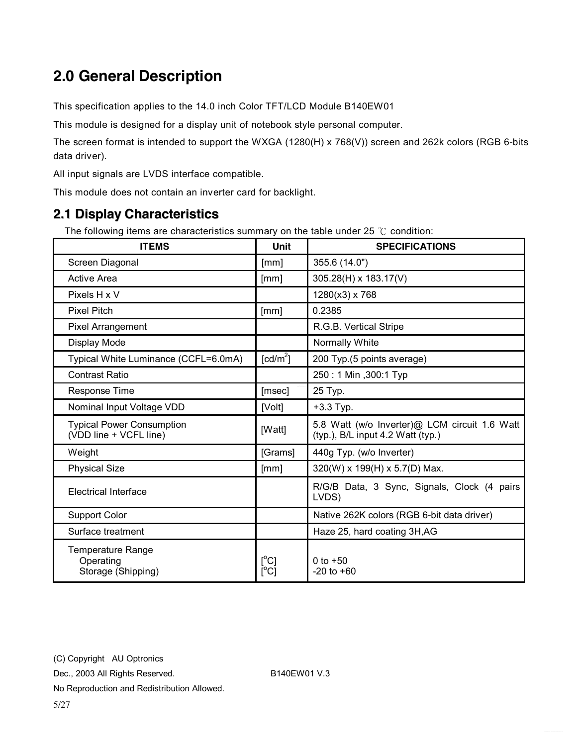## 2.0 General Description

This specification applies to the 14.0 inch Color TFT/LCD Module B140EW01

This module is designed for a display unit of notebook style personal computer.

The screen format is intended to support the WXGA (1280(H) x 768(V)) screen and 262k colors (RGB 6-bits data driver).

All input signals are LVDS interface compatible.

This module does not contain an inverter card for backlight.

### 2.1 Display Characteristics

The following items are characteristics summary on the table under 25 ℃ condition:

| ITEMS | Unit | SPECIFICATIONS |
|---|---|---|
| Screen Diagonal | [mm] | 355.6 (14.0") |
| Active Area | [mm] | 305.28(H) x 183.17(V) |
| Pixels H x V | | 1280(x3) x 768 |
| Pixel Pitch | [mm] | 0.2385 |
| Pixel Arrangement | | R.G.B. Vertical Stripe |
| Display Mode | | Normally White |
| Typical White Luminance (CCFL=6.0mA) | [cd/m$^2$] | 200 Typ.(5 points average) |
| Contrast Ratio | | 250 : 1 Min ,300:1 Typ |
| Response Time | [msec] | 25 Typ. |
| Nominal Input Voltage VDD | [Volt] | +3.3 Typ. |
| Typical Power Consumption (VDD line + VCFL line) | [Watt] | 5.8 Watt (w/o Inverter)@ LCM circuit 1.6 Watt (typ.), B/L input 4.2 Watt (typ.) |
| Weight | [Grams] | 440g Typ. (w/o Inverter) |
| Physical Size | [mm] | 320(W) x 199(H) x 5.7(D) Max. |
| Electrical Interface | | R/G/B Data, 3 Sync, Signals, Clock (4 pairs LVDS) |
| Support Color | | Native 262K colors (RGB 6-bit data driver) |
| Surface treatment | | Haze 25, hard coating 3H,AG |
| Temperature Range<br>Operating<br>Storage (Shipping) | <br>[$^o$C]<br>[$^o$C] | <br>0 to +50<br>-20 to +60 |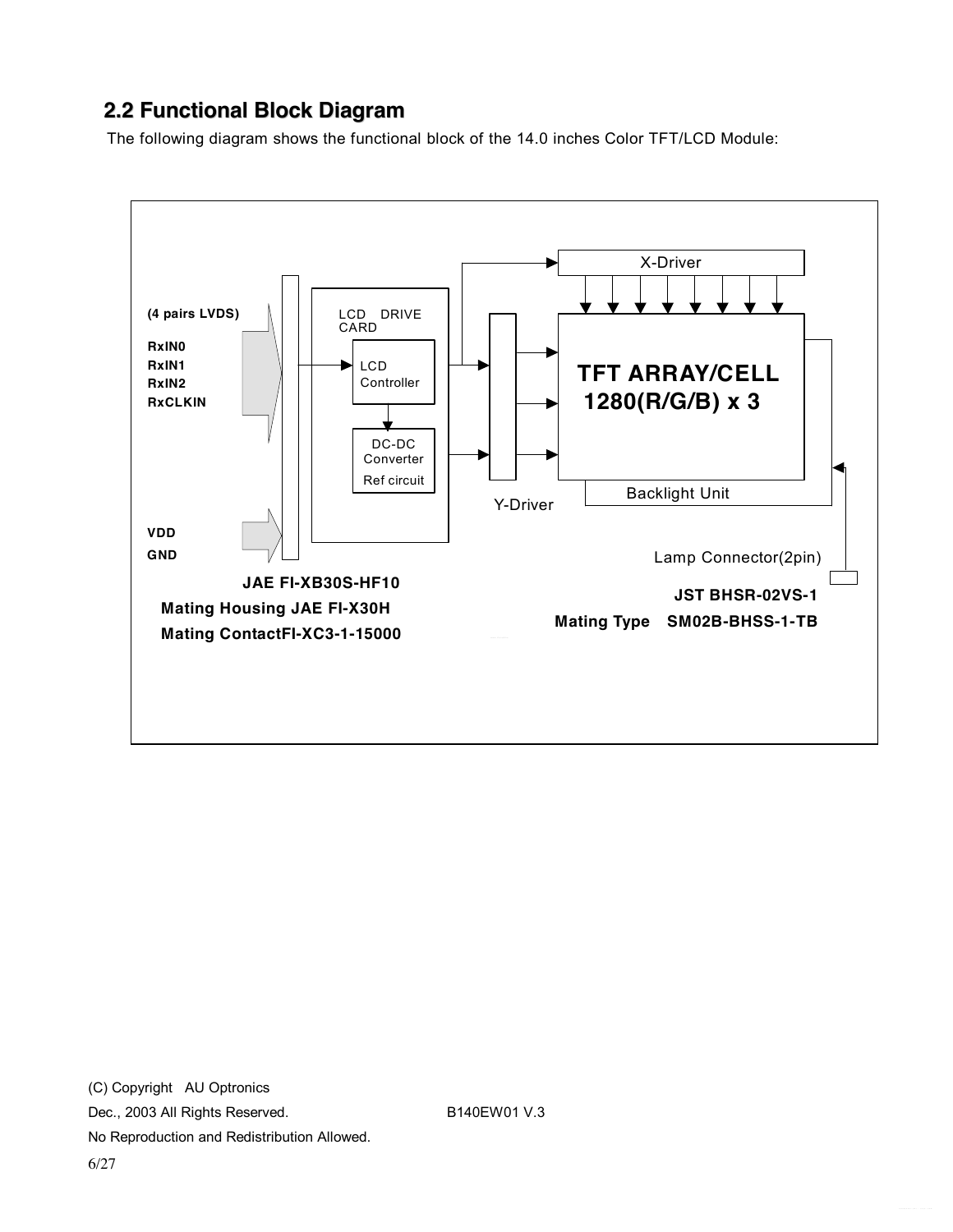## 2.2 Functional Block Diagram

The following diagram shows the functional block of the 14.0 inches Color TFT/LCD Module:

(4 pairs LVDS)

RxIN0
RxIN1
RxIN2
RxCLKIN

VDD
GND

LCD DRIVE CARD

LCD Controller

DC-DC Converter
Ref circuit

X-Driver

Y-Driver

TFT ARRAY/CELL
1280(R/G/B) x 3

Backlight Unit

Lamp Connector(2pin)

JAE FI-XB30S-HF10
Mating Housing JAE FI-X30H
Mating ContactFI-XC3-1-15000

JST BHSR-02VS-1
Mating Type SM02B-BHSS-1-TB

(C) Copyright AU Optronics
Dec., 2003 All Rights Reserved. B140EW01 V.3
No Reproduction and Redistribution Allowed.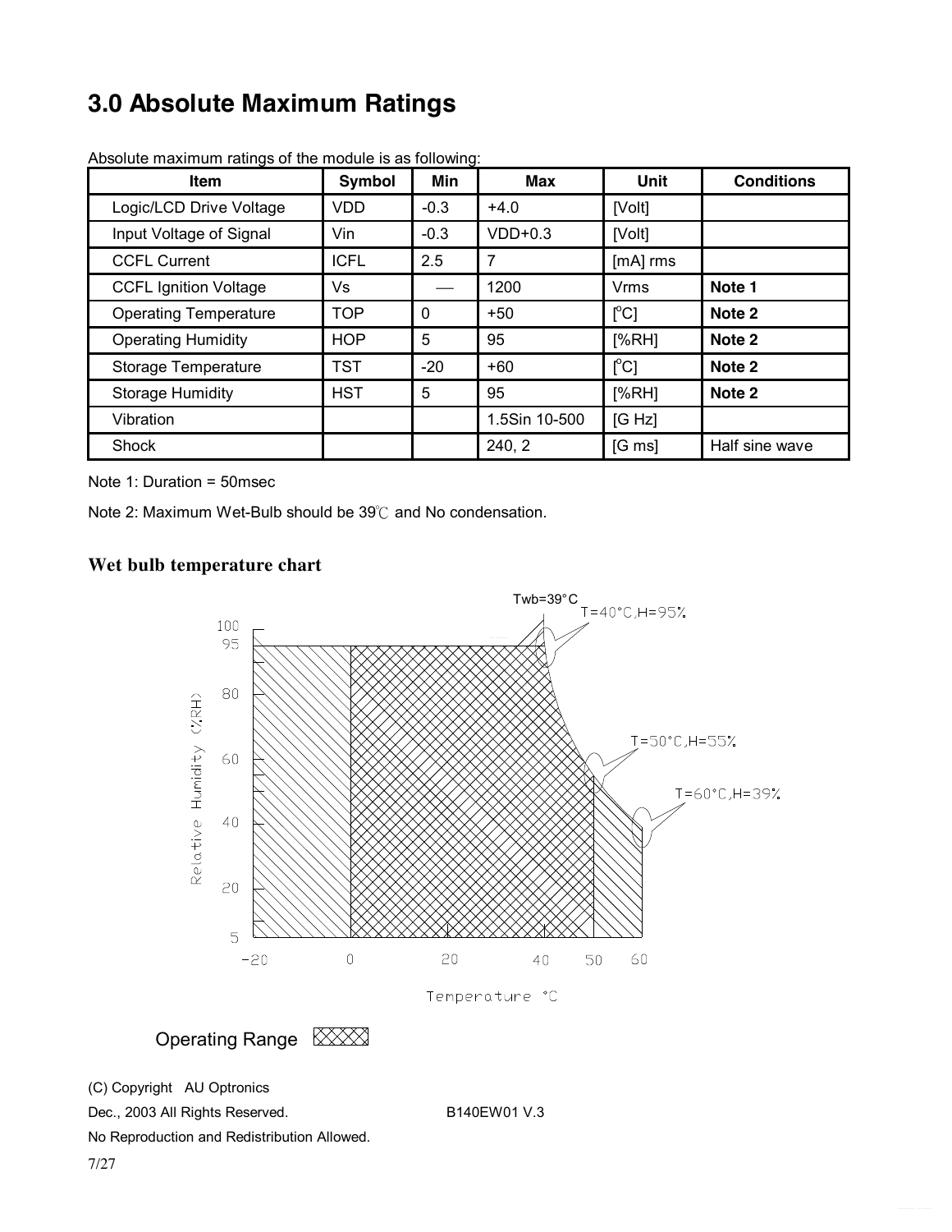# 3.0 Absolute Maximum Ratings

Absolute maximum ratings of the module is as following:

| Item | Symbol | Min | Max | Unit | Conditions |
|---|---|---|---|---|---|
| Logic/LCD Drive Voltage | VDD | -0.3 | +4.0 | [Volt] | |
| Input Voltage of Signal | Vin | -0.3 | VDD+0.3 | [Volt] | |
| CCFL Current | ICFL | 2.5 | 7 | [mA] rms | |
| CCFL Ignition Voltage | Vs | — | 1200 | Vrms | **Note 1** |
| Operating Temperature | TOP | 0 | +50 | [°C] | **Note 2** |
| Operating Humidity | HOP | 5 | 95 | [%RH] | **Note 2** |
| Storage Temperature | TST | -20 | +60 | [°C] | **Note 2** |
| Storage Humidity | HST | 5 | 95 | [%RH] | **Note 2** |
| Vibration | | | 1.5Sin 10-500 | [G Hz] | |
| Shock | | | 240, 2 | [G ms] | Half sine wave |

Note 1: Duration = 50msec

Note 2: Maximum Wet-Bulb should be 39℃ and No condensation.

### Wet bulb temperature chart

Twb=39°C

T=40°C,H=95%

T=50°C,H=55%

T=60°C,H=39%

Relative Humidity (%RH)

100
95
80
60
40
20
5

-20 0 20 40 50 60

Temperature °C

Operating Range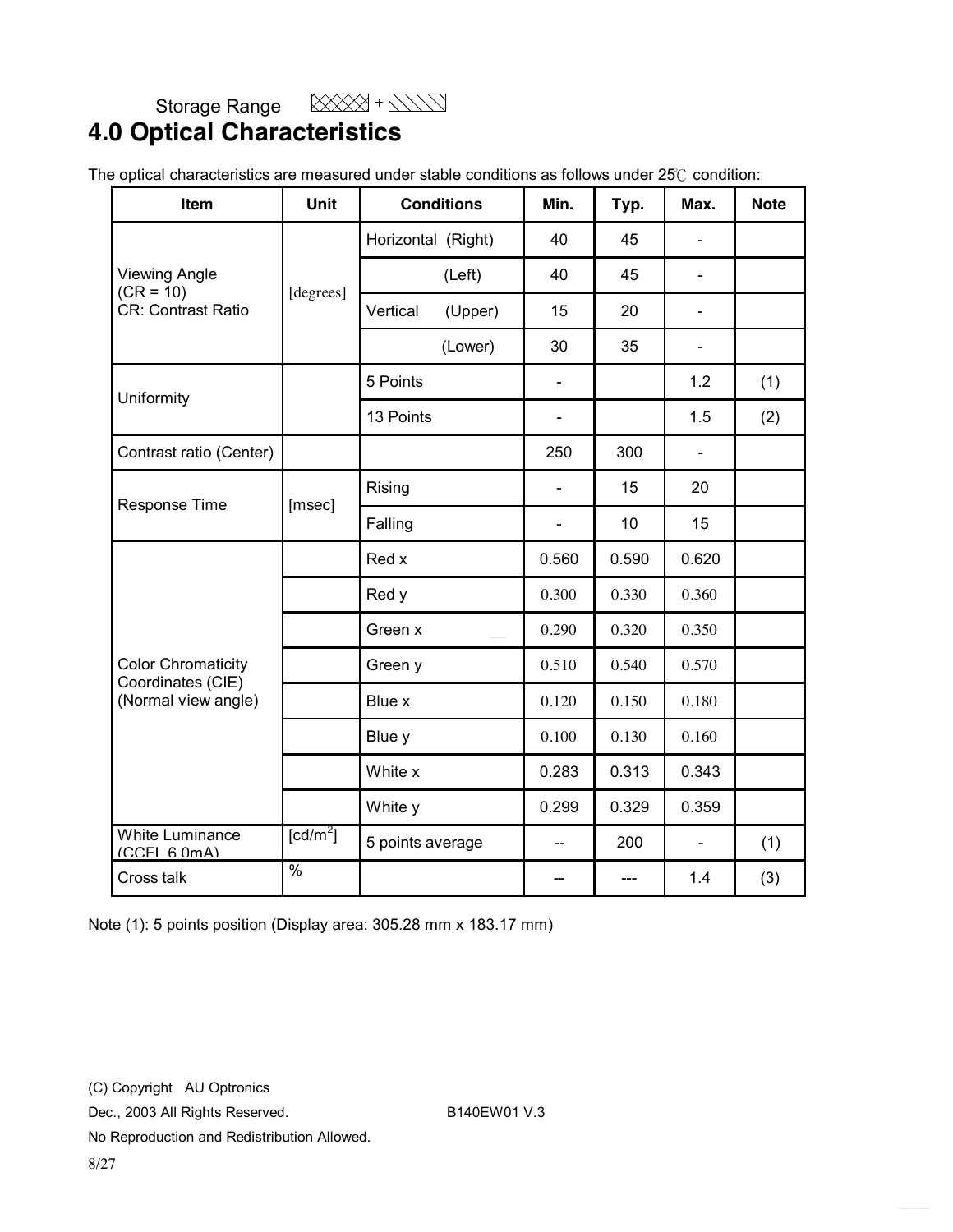Storage Range ☒ + ▧

# 4.0 Optical Characteristics

The optical characteristics are measured under stable conditions as follows under 25℃ condition:

| Item | Unit | Conditions | Min. | Typ. | Max. | Note |
|---|---|---|---|---|---|---|
| Viewing Angle (CR = 10) CR: Contrast Ratio | [degrees] | Horizontal (Right) | 40 | 45 | - | |
| | | (Left) | 40 | 45 | - | |
| | | Vertical (Upper) | 15 | 20 | - | |
| | | (Lower) | 30 | 35 | - | |
| Uniformity | | 5 Points | - | | 1.2 | (1) |
| | | 13 Points | - | | 1.5 | (2) |
| Contrast ratio (Center) | | | 250 | 300 | - | |
| Response Time | [msec] | Rising | - | 15 | 20 | |
| | | Falling | - | 10 | 15 | |
| Color Chromaticity Coordinates (CIE) (Normal view angle) | | Red x | 0.560 | 0.590 | 0.620 | |
| | | Red y | 0.300 | 0.330 | 0.360 | |
| | | Green x | 0.290 | 0.320 | 0.350 | |
| | | Green y | 0.510 | 0.540 | 0.570 | |
| | | Blue x | 0.120 | 0.150 | 0.180 | |
| | | Blue y | 0.100 | 0.130 | 0.160 | |
| | | White x | 0.283 | 0.313 | 0.343 | |
| | | White y | 0.299 | 0.329 | 0.359 | |
| White Luminance (CCFL 6.0mA) | [cd/m$^2$] | 5 points average | -- | 200 | - | (1) |
| Cross talk | % | | -- | --- | 1.4 | (3) |

Note (1): 5 points position (Display area: 305.28 mm x 183.17 mm)

(C) Copyright AU Optronics

Dec., 2003 All Rights Reserved. B140EW01 V.3

No Reproduction and Redistribution Allowed.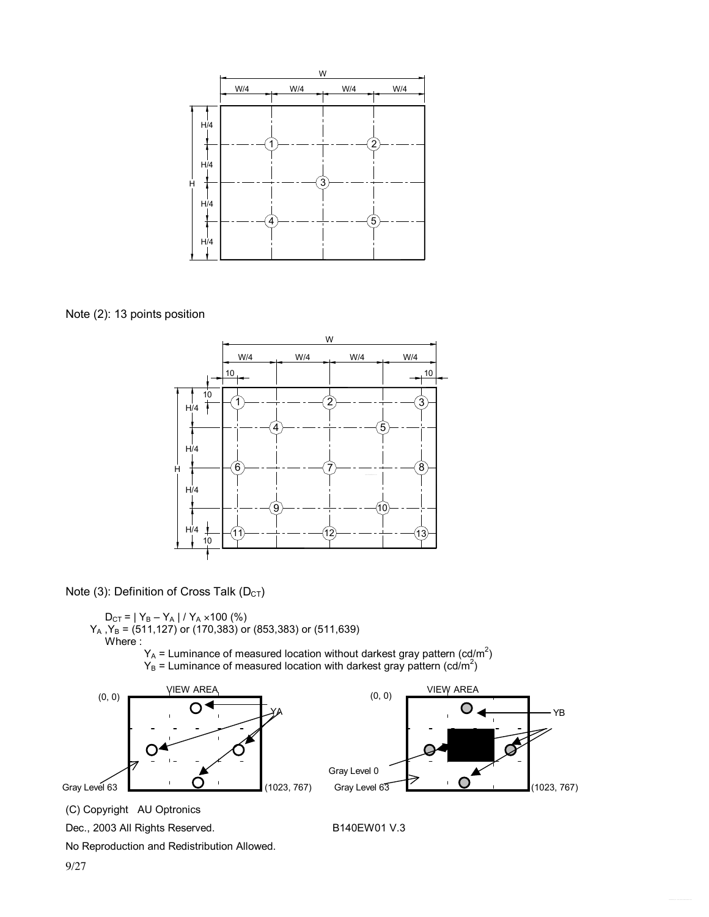Note (2): 13 points position

Note (3): Definition of Cross Talk ($D_{CT}$)

$D_{CT} = | Y_B – Y_A | / Y_A \times 100$ (%)

$Y_A$ , $Y_B$ = (511,127) or (170,383) or (853,383) or (511,639)

Where :

$Y_A$ = Luminance of measured location without darkest gray pattern (cd/$m^2$)

$Y_B$ = Luminance of measured location with darkest gray pattern (cd/$m^2$)

(C) Copyright AU Optronics

Dec., 2003 All Rights Reserved. B140EW01 V.3

No Reproduction and Redistribution Allowed.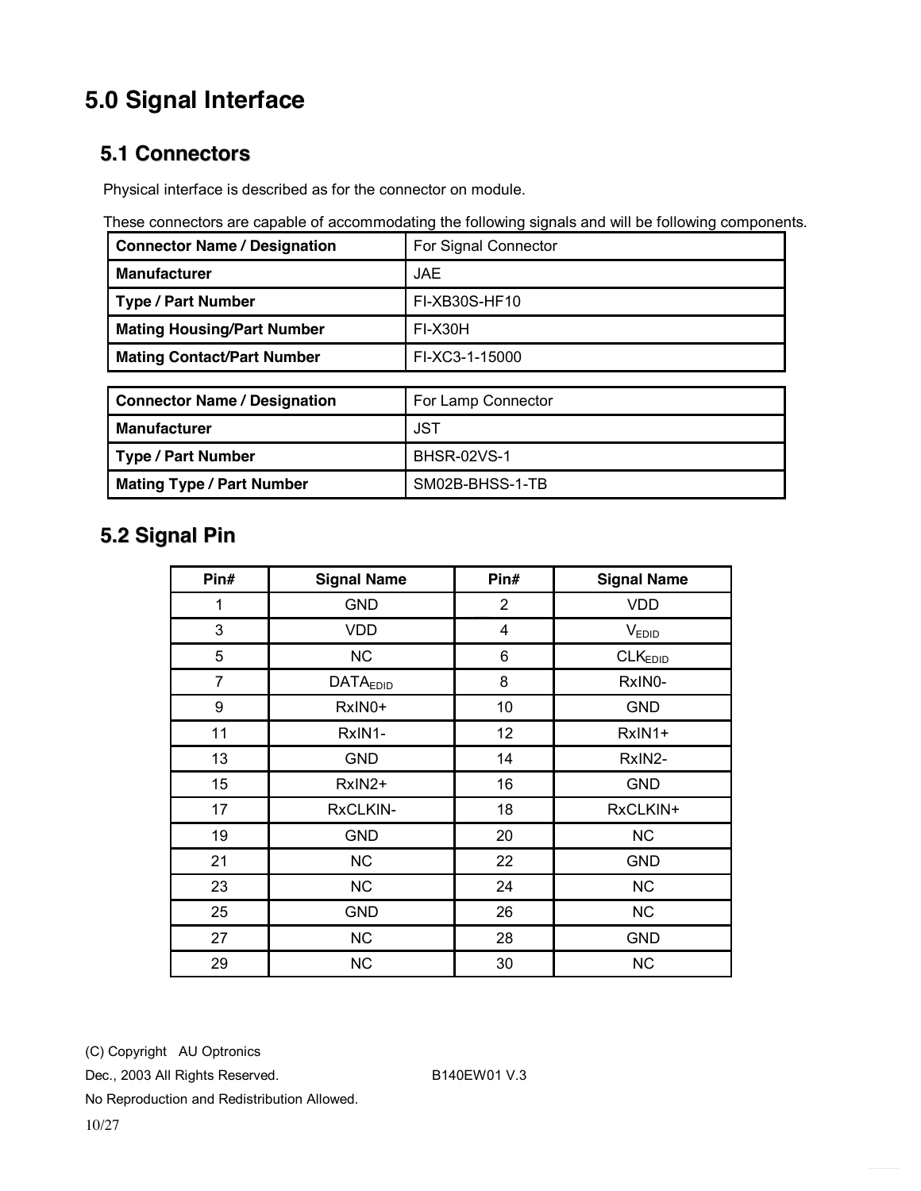# 5.0 Signal Interface

## 5.1 Connectors

Physical interface is described as for the connector on module.

These connectors are capable of accommodating the following signals and will be following components.

| | |
|---|---|
| **Connector Name / Designation** | For Signal Connector |
| **Manufacturer** | JAE |
| **Type / Part Number** | FI-XB30S-HF10 |
| **Mating Housing/Part Number** | FI-X30H |
| **Mating Contact/Part Number** | FI-XC3-1-15000 |

| | |
|---|---|
| **Connector Name / Designation** | For Lamp Connector |
| **Manufacturer** | JST |
| **Type / Part Number** | BHSR-02VS-1 |
| **Mating Type / Part Number** | SM02B-BHSS-1-TB |

## 5.2 Signal Pin

| Pin# | Signal Name | Pin# | Signal Name |
|---|---|---|---|
| 1 | GND | 2 | VDD |
| 3 | VDD | 4 | $V_{EDID}$ |
| 5 | NC | 6 | $CLK_{EDID}$ |
| 7 | $DATA_{EDID}$ | 8 | RxIN0- |
| 9 | RxIN0+ | 10 | GND |
| 11 | RxIN1- | 12 | RxIN1+ |
| 13 | GND | 14 | RxIN2- |
| 15 | RxIN2+ | 16 | GND |
| 17 | RxCLKIN- | 18 | RxCLKIN+ |
| 19 | GND | 20 | NC |
| 21 | NC | 22 | GND |
| 23 | NC | 24 | NC |
| 25 | GND | 26 | NC |
| 27 | NC | 28 | GND |
| 29 | NC | 30 | NC |

(C) Copyright AU Optronics
Dec., 2003 All Rights Reserved. B140EW01 V.3
No Reproduction and Redistribution Allowed.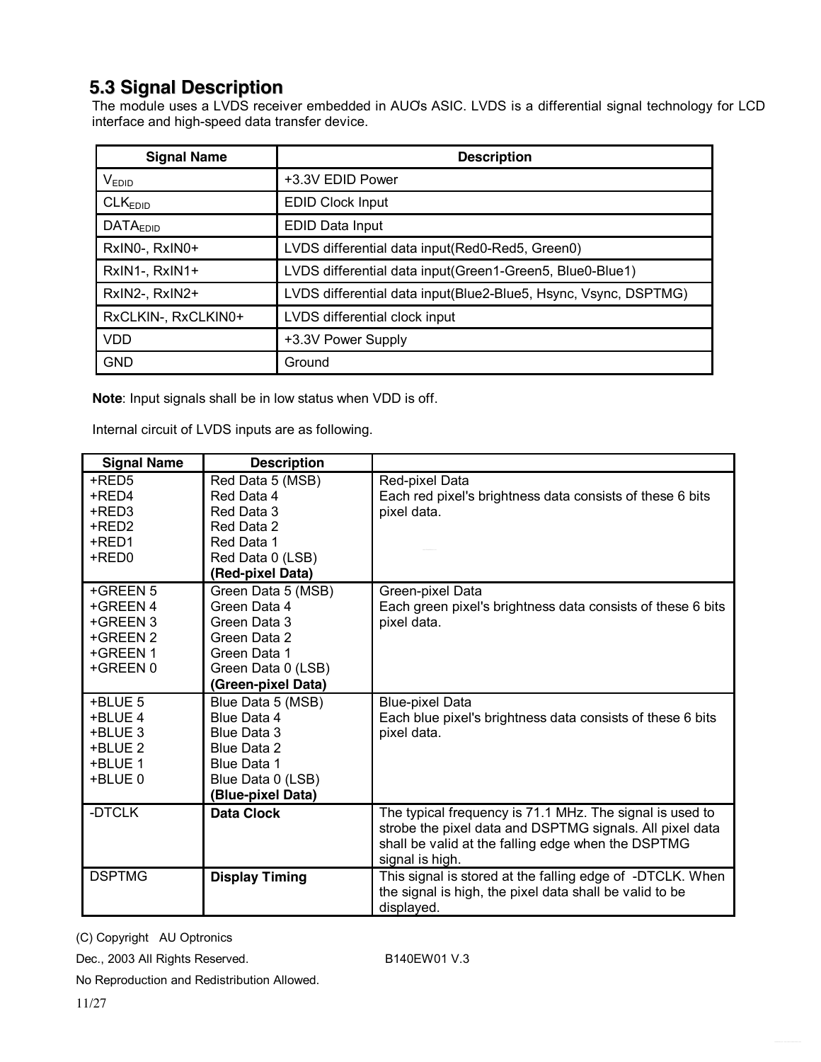## 5.3 Signal Description

The module uses a LVDS receiver embedded in AUO's ASIC. LVDS is a differential signal technology for LCD interface and high-speed data transfer device.

| Signal Name | Description |
|---|---|
| $V_{EDID}$ | +3.3V EDID Power |
| $CLK_{EDID}$ | EDID Clock Input |
| $DATA_{EDID}$ | EDID Data Input |
| RxIN0-, RxIN0+ | LVDS differential data input(Red0-Red5, Green0) |
| RxIN1-, RxIN1+ | LVDS differential data input(Green1-Green5, Blue0-Blue1) |
| RxIN2-, RxIN2+ | LVDS differential data input(Blue2-Blue5, Hsync, Vsync, DSPTMG) |
| RxCLKIN-, RxCLKIN0+ | LVDS differential clock input |
| VDD | +3.3V Power Supply |
| GND | Ground |

**Note**: Input signals shall be in low status when VDD is off.

Internal circuit of LVDS inputs are as following.

| Signal Name | Description | |
|---|---|---|
| +RED5<br>+RED4<br>+RED3<br>+RED2<br>+RED1<br>+RED0 | Red Data 5 (MSB)<br>Red Data 4<br>Red Data 3<br>Red Data 2<br>Red Data 1<br>Red Data 0 (LSB)<br>**(Red-pixel Data)** | Red-pixel Data<br>Each red pixel's brightness data consists of these 6 bits pixel data. |
| +GREEN 5<br>+GREEN 4<br>+GREEN 3<br>+GREEN 2<br>+GREEN 1<br>+GREEN 0 | Green Data 5 (MSB)<br>Green Data 4<br>Green Data 3<br>Green Data 2<br>Green Data 1<br>Green Data 0 (LSB)<br>**(Green-pixel Data)** | Green-pixel Data<br>Each green pixel's brightness data consists of these 6 bits pixel data. |
| +BLUE 5<br>+BLUE 4<br>+BLUE 3<br>+BLUE 2<br>+BLUE 1<br>+BLUE 0 | Blue Data 5 (MSB)<br>Blue Data 4<br>Blue Data 3<br>Blue Data 2<br>Blue Data 1<br>Blue Data 0 (LSB)<br>**(Blue-pixel Data)** | Blue-pixel Data<br>Each blue pixel's brightness data consists of these 6 bits pixel data. |
| -DTCLK | **Data Clock** | The typical frequency is 71.1 MHz. The signal is used to strobe the pixel data and DSPTMG signals. All pixel data shall be valid at the falling edge when the DSPTMG signal is high. |
| DSPTMG | **Display Timing** | This signal is stored at the falling edge of -DTCLK. When the signal is high, the pixel data shall be valid to be displayed. |

(C) Copyright AU Optronics

Dec., 2003 All Rights Reserved. B140EW01 V.3

No Reproduction and Redistribution Allowed.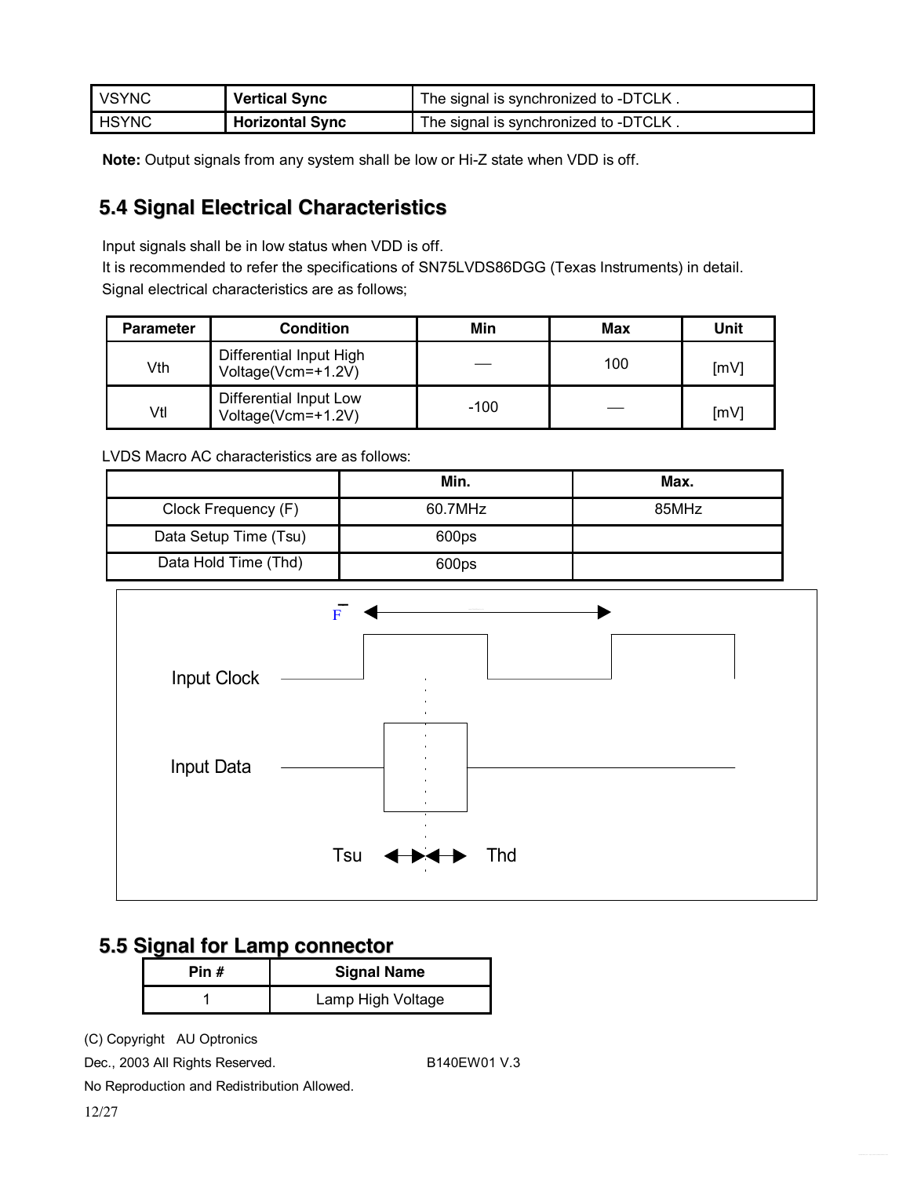| | | |
|---|---|---|
| VSYNC | **Vertical Sync** | The signal is synchronized to -DTCLK . |
| HSYNC | **Horizontal Sync** | The signal is synchronized to -DTCLK . |

**Note:** Output signals from any system shall be low or Hi-Z state when VDD is off.

## 5.4 Signal Electrical Characteristics

Input signals shall be in low status when VDD is off.
It is recommended to refer the specifications of SN75LVDS86DGG (Texas Instruments) in detail.
Signal electrical characteristics are as follows;

| Parameter | Condition | Min | Max | Unit |
|---|---|---|---|---|
| Vth | Differential Input High Voltage(Vcm=+1.2V) | — | 100 | [mV] |
| Vtl | Differential Input Low Voltage(Vcm=+1.2V) | -100 | — | [mV] |

LVDS Macro AC characteristics are as follows:

| | Min. | Max. |
|---|---|---|
| Clock Frequency (F) | 60.7MHz | 85MHz |
| Data Setup Time (Tsu) | 600ps | |
| Data Hold Time (Thd) | 600ps | |

$\bar{F}$

Input Clock

Input Data

Tsu

Thd

## 5.5 Signal for Lamp connector

| Pin # | Signal Name |
|---|---|
| 1 | Lamp High Voltage |

(C) Copyright AU Optronics
Dec., 2003 All Rights Reserved. B140EW01 V.3
No Reproduction and Redistribution Allowed.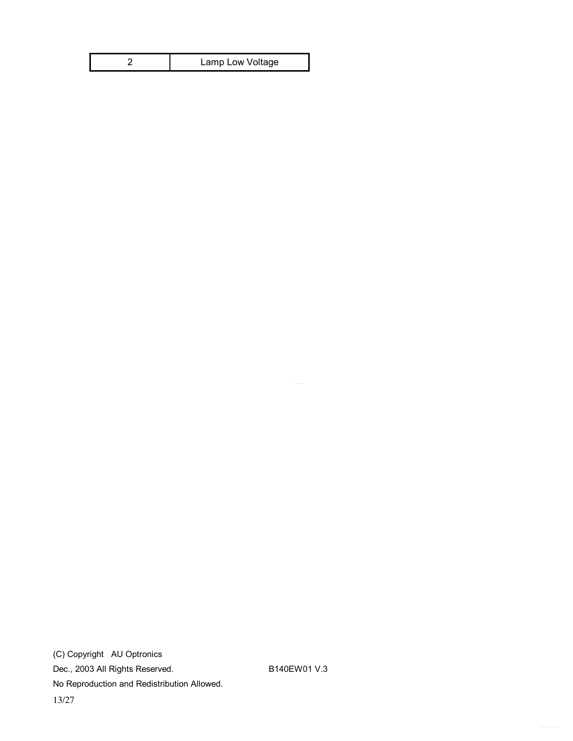| 2 | Lamp Low Voltage |
|---|---|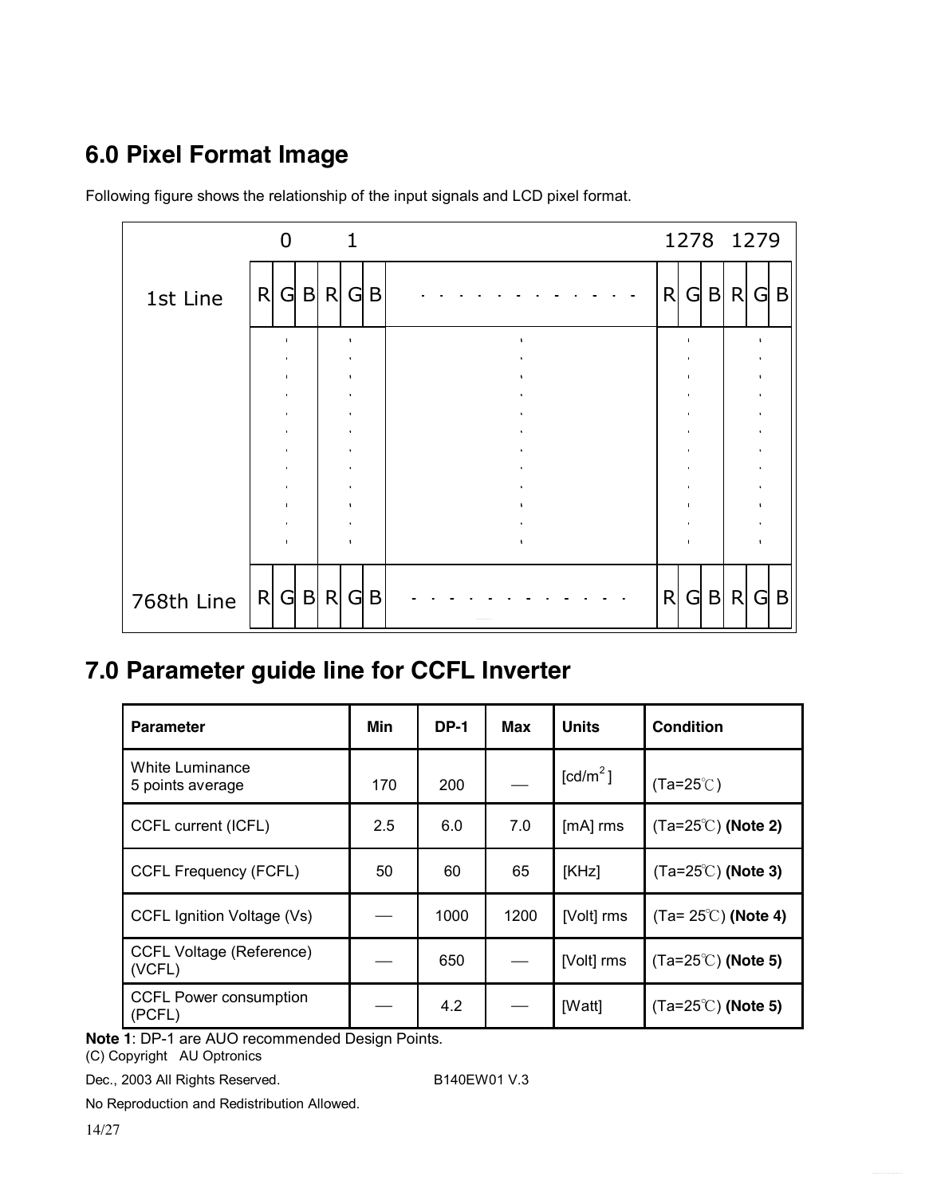## 6.0 Pixel Format Image

Following figure shows the relationship of the input signals and LCD pixel format.

| | 0 | | | 1 | | | | 1278 | | | 1279 | | |
|---|---|---|---|---|---|---|---|---|---|---|---|---|---|
| 1st Line | R | G | B | R | G | B | · · · · · · · · · · · · | R | G | B | R | G | B |
| | · | | | · | | | · | · | | | · | | |
| 768th Line | R | G | B | R | G | B | · · · · · · · · · · · · | R | G | B | R | G | B |

## 7.0 Parameter guide line for CCFL Inverter

| Parameter | Min | DP-1 | Max | Units | Condition |
|---|---|---|---|---|---|
| White Luminance 5 points average | 170 | 200 | — | [cd/m$^2$] | (Ta=25℃) |
| CCFL current (ICFL) | 2.5 | 6.0 | 7.0 | [mA] rms | (Ta=25℃) **(Note 2)** |
| CCFL Frequency (FCFL) | 50 | 60 | 65 | [KHz] | (Ta=25℃) **(Note 3)** |
| CCFL Ignition Voltage (Vs) | — | 1000 | 1200 | [Volt] rms | (Ta= 25℃) **(Note 4)** |
| CCFL Voltage (Reference) (VCFL) | — | 650 | — | [Volt] rms | (Ta=25℃) **(Note 5)** |
| CCFL Power consumption (PCFL) | — | 4.2 | — | [Watt] | (Ta=25℃) **(Note 5)** |

**Note 1**: DP-1 are AUO recommended Design Points.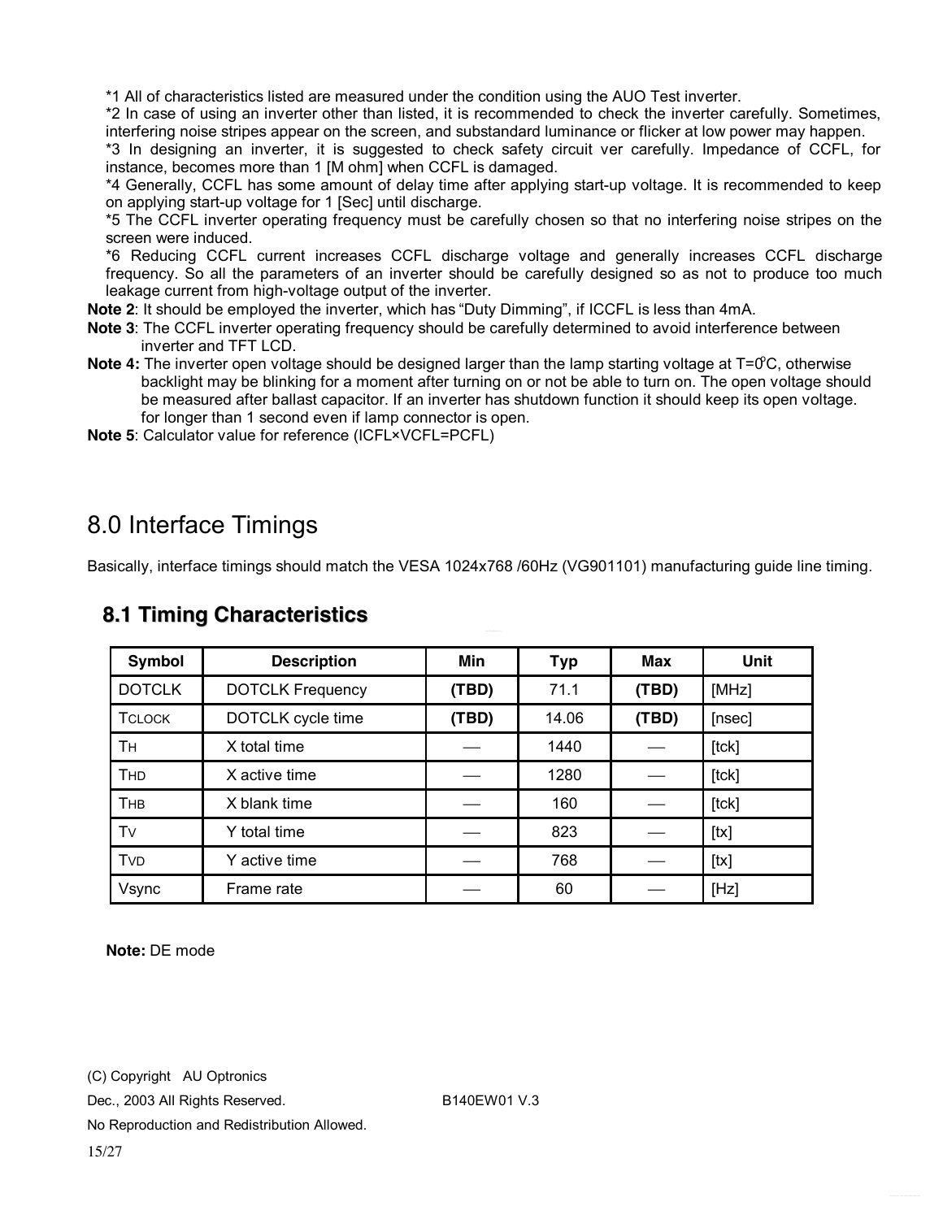*1 All of characteristics listed are measured under the condition using the AUO Test inverter.

*2 In case of using an inverter other than listed, it is recommended to check the inverter carefully. Sometimes, interfering noise stripes appear on the screen, and substandard luminance or flicker at low power may happen.

*3 In designing an inverter, it is suggested to check safety circuit ver carefully. Impedance of CCFL, for instance, becomes more than 1 [M ohm] when CCFL is damaged.

*4 Generally, CCFL has some amount of delay time after applying start-up voltage. It is recommended to keep on applying start-up voltage for 1 [Sec] until discharge.

*5 The CCFL inverter operating frequency must be carefully chosen so that no interfering noise stripes on the screen were induced.

*6 Reducing CCFL current increases CCFL discharge voltage and generally increases CCFL discharge frequency. So all the parameters of an inverter should be carefully designed so as not to produce too much leakage current from high-voltage output of the inverter.

**Note 2**: It should be employed the inverter, which has "Duty Dimming", if ICCFL is less than 4mA.

**Note 3**: The CCFL inverter operating frequency should be carefully determined to avoid interference between inverter and TFT LCD.

**Note 4:** The inverter open voltage should be designed larger than the lamp starting voltage at T=0°C, otherwise backlight may be blinking for a moment after turning on or not be able to turn on. The open voltage should be measured after ballast capacitor. If an inverter has shutdown function it should keep its open voltage. for longer than 1 second even if lamp connector is open.

**Note 5**: Calculator value for reference (ICFL×VCFL=PCFL)

# 8.0 Interface Timings

Basically, interface timings should match the VESA 1024x768 /60Hz (VG901101) manufacturing guide line timing.

## 8.1 Timing Characteristics

| Symbol | Description | Min | Typ | Max | Unit |
|---|---|---|---|---|---|
| DOTCLK | DOTCLK Frequency | **(TBD)** | 71.1 | **(TBD)** | [MHz] |
| $T_{CLOCK}$ | DOTCLK cycle time | **(TBD)** | 14.06 | **(TBD)** | [nsec] |
| $T_H$ | X total time | — | 1440 | — | [tck] |
| $T_{HD}$ | X active time | — | 1280 | — | [tck] |
| $T_{HB}$ | X blank time | — | 160 | — | [tck] |
| $T_V$ | Y total time | — | 823 | — | [tx] |
| $T_{VD}$ | Y active time | — | 768 | — | [tx] |
| Vsync | Frame rate | — | 60 | — | [Hz] |

**Note:** DE mode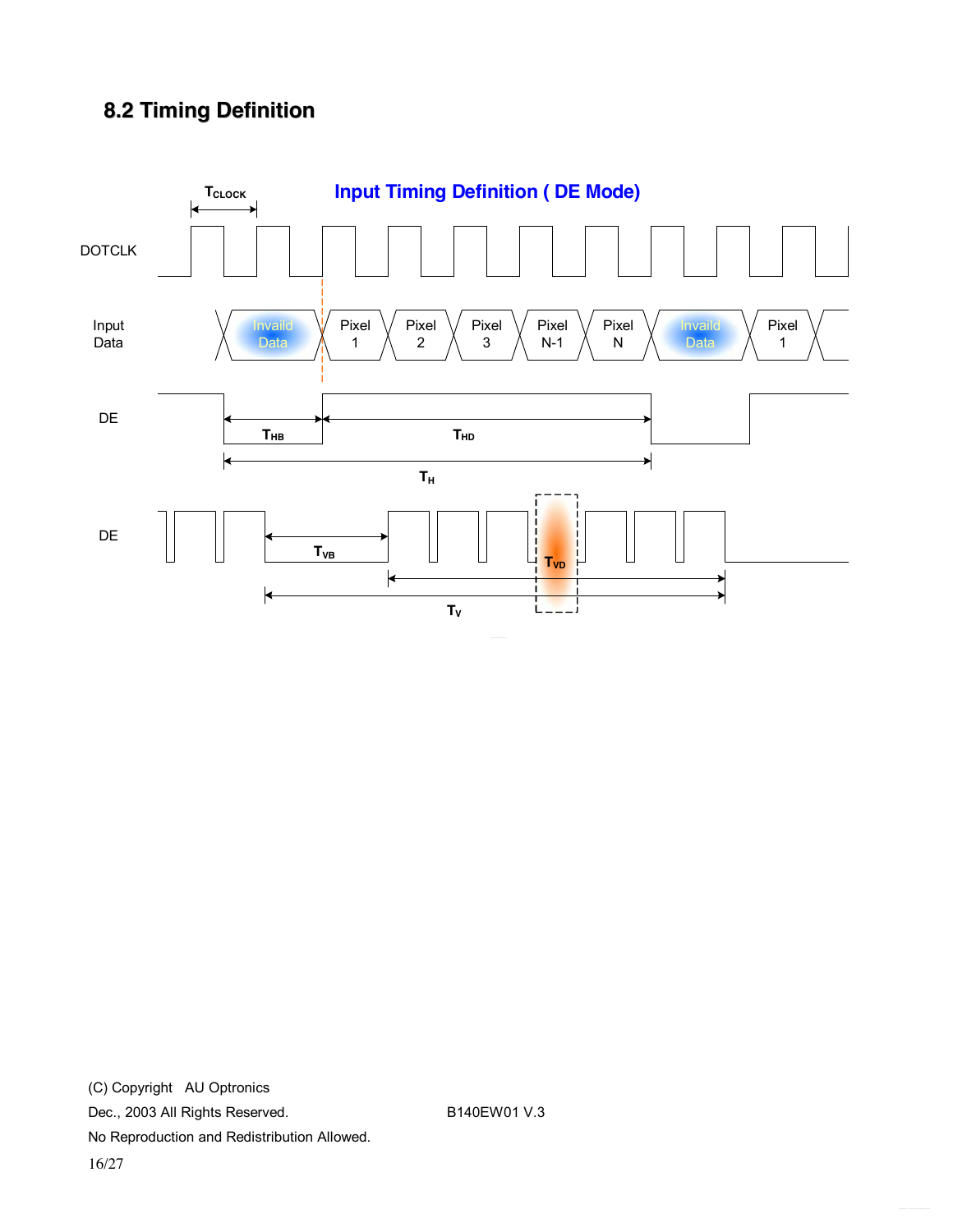## 8.2 Timing Definition

Input Timing Definition ( DE Mode)

$T_{CLOCK}$

DOTCLK

Input Data

Invaild Data

Pixel 1

Pixel 2

Pixel 3

Pixel N-1

Pixel N

Invaild Data

Pixel 1

DE

$T_{HB}$

$T_{HD}$

$T_H$

DE

$T_{VB}$

$T_{VD}$

$T_V$

(C) Copyright AU Optronics
Dec., 2003 All Rights Reserved.
No Reproduction and Redistribution Allowed.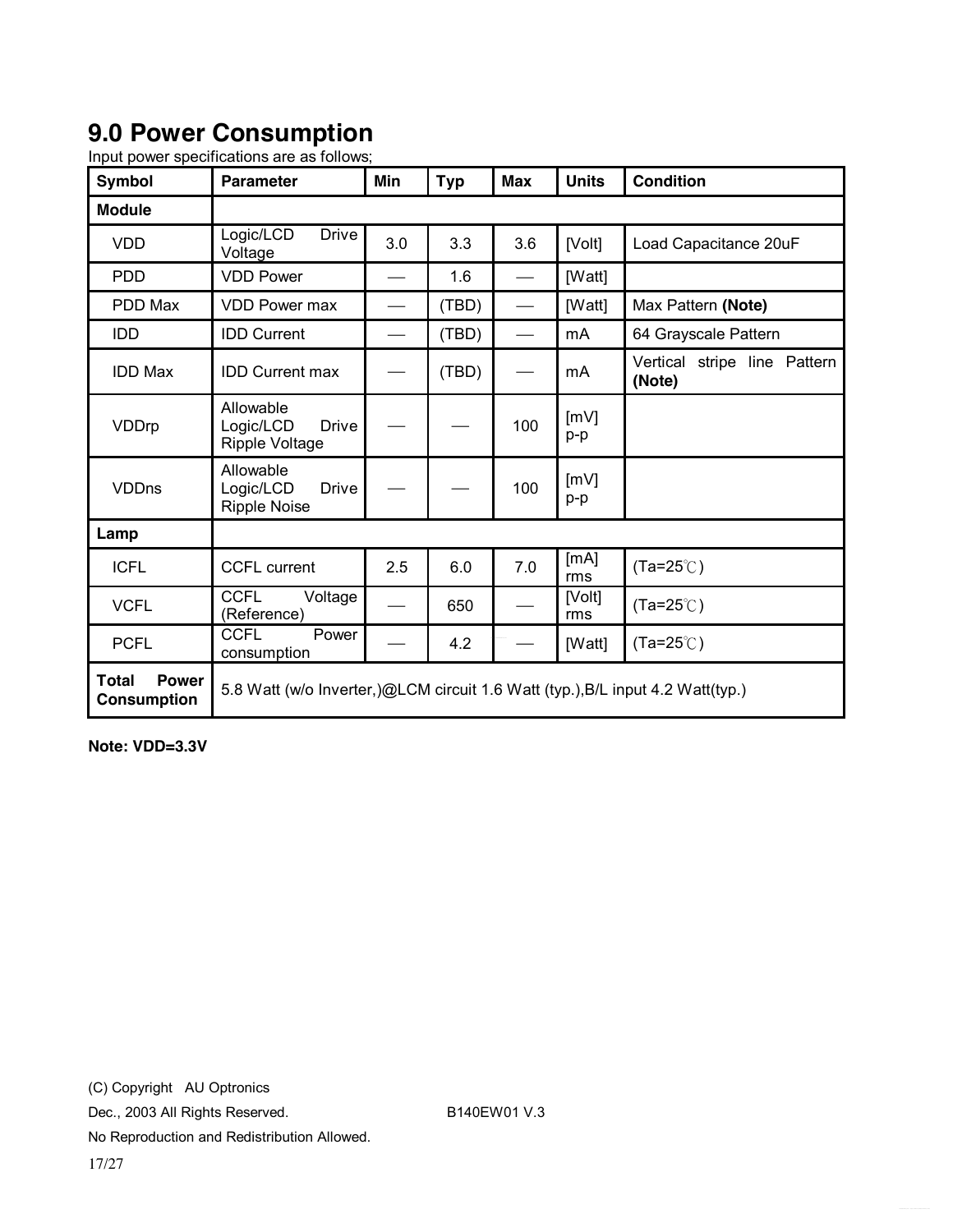# 9.0 Power Consumption

Input power specifications are as follows;

| Symbol | Parameter | Min | Typ | Max | Units | Condition |
|---|---|---|---|---|---|---|
| **Module** | | | | | | |
| VDD | Logic/LCD Drive Voltage | 3.0 | 3.3 | 3.6 | [Volt] | Load Capacitance 20uF |
| PDD | VDD Power | — | 1.6 | — | [Watt] | |
| PDD Max | VDD Power max | — | (TBD) | — | [Watt] | Max Pattern **(Note)** |
| IDD | IDD Current | — | (TBD) | — | mA | 64 Grayscale Pattern |
| IDD Max | IDD Current max | — | (TBD) | — | mA | Vertical stripe line Pattern **(Note)** |
| VDDrp | Allowable Logic/LCD Drive Ripple Voltage | — | — | 100 | [mV] p-p | |
| VDDns | Allowable Logic/LCD Drive Ripple Noise | — | — | 100 | [mV] p-p | |
| **Lamp** | | | | | | |
| ICFL | CCFL current | 2.5 | 6.0 | 7.0 | [mA] rms | (Ta=25℃) |
| VCFL | CCFL Voltage (Reference) | — | 650 | — | [Volt] rms | (Ta=25℃) |
| PCFL | CCFL Power consumption | — | 4.2 | — | [Watt] | (Ta=25℃) |
| **Total Power Consumption** | 5.8 Watt (w/o Inverter,)@LCM circuit 1.6 Watt (typ.),B/L input 4.2 Watt(typ.) | | | | | |

**Note: VDD=3.3V**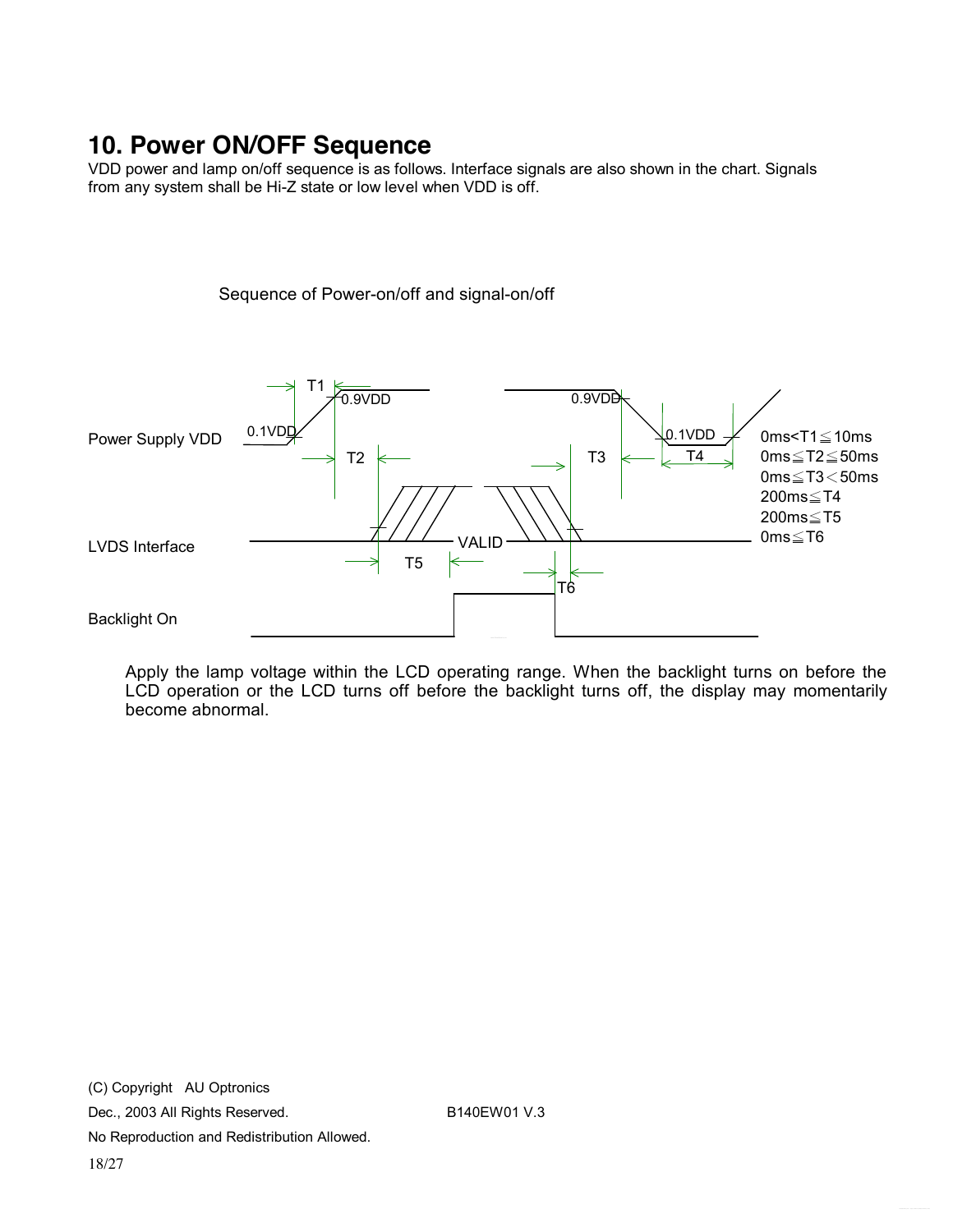## 10. Power ON/OFF Sequence

VDD power and lamp on/off sequence is as follows. Interface signals are also shown in the chart. Signals from any system shall be Hi-Z state or low level when VDD is off.

Sequence of Power-on/off and signal-on/off

Power Supply VDD

LVDS Interface

Backlight On

T1

0.9VDD

0.1VDD

T2

T3

T4

T5

T6

VALID

0ms<T1≦10ms

0ms≦T2≦50ms

0ms≦T3<50ms

200ms≦T4

200ms≦T5

0ms≦T6

Apply the lamp voltage within the LCD operating range. When the backlight turns on before the LCD operation or the LCD turns off before the backlight turns off, the display may momentarily become abnormal.

(C) Copyright AU Optronics

Dec., 2003 All Rights Reserved. B140EW01 V.3

No Reproduction and Redistribution Allowed.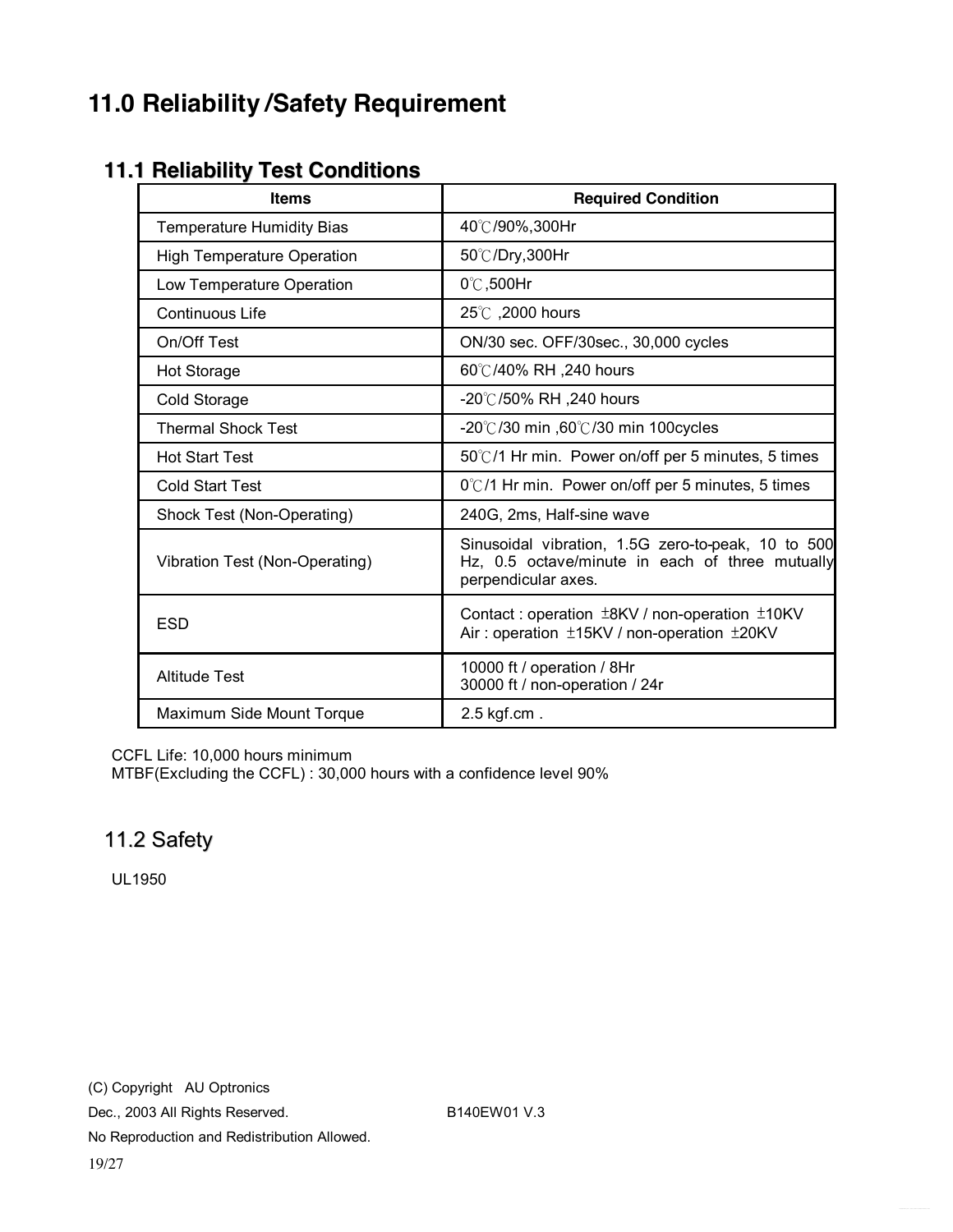# 11.0 Reliability /Safety Requirement

## 11.1 Reliability Test Conditions

| Items | Required Condition |
|---|---|
| Temperature Humidity Bias | 40℃/90%,300Hr |
| High Temperature Operation | 50℃/Dry,300Hr |
| Low Temperature Operation | 0℃,500Hr |
| Continuous Life | 25℃ ,2000 hours |
| On/Off Test | ON/30 sec. OFF/30sec., 30,000 cycles |
| Hot Storage | 60℃/40% RH ,240 hours |
| Cold Storage | -20℃/50% RH ,240 hours |
| Thermal Shock Test | -20℃/30 min ,60℃/30 min 100cycles |
| Hot Start Test | 50℃/1 Hr min. Power on/off per 5 minutes, 5 times |
| Cold Start Test | 0℃/1 Hr min. Power on/off per 5 minutes, 5 times |
| Shock Test (Non-Operating) | 240G, 2ms, Half-sine wave |
| Vibration Test (Non-Operating) | Sinusoidal vibration, 1.5G zero-to-peak, 10 to 500 Hz, 0.5 octave/minute in each of three mutually perpendicular axes. |
| ESD | Contact : operation ±8KV / non-operation ±10KV<br>Air : operation ±15KV / non-operation ±20KV |
| Altitude Test | 10000 ft / operation / 8Hr<br>30000 ft / non-operation / 24r |
| Maximum Side Mount Torque | 2.5 kgf.cm . |

CCFL Life: 10,000 hours minimum
MTBF(Excluding the CCFL) : 30,000 hours with a confidence level 90%

## 11.2 Safety

UL1950

(C) Copyright AU Optronics
Dec., 2003 All Rights Reserved. B140EW01 V.3
No Reproduction and Redistribution Allowed.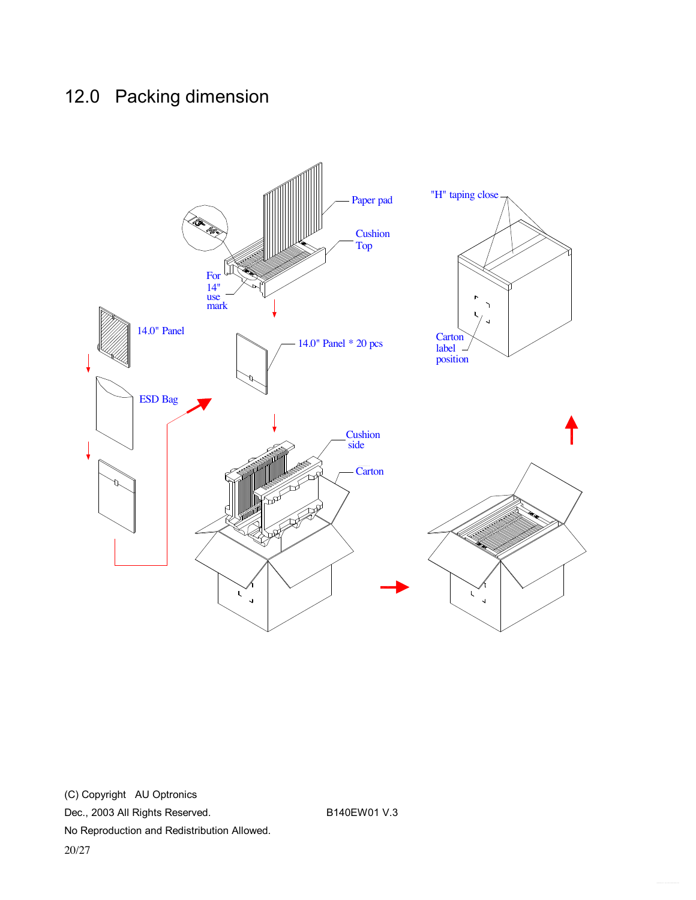# 12.0 Packing dimension

Paper pad

Cushion Top

For 14" use mark

14.0" Panel

14.0" Panel * 20 pcs

ESD Bag

Cushion side

Carton

"H" taping close

Carton label position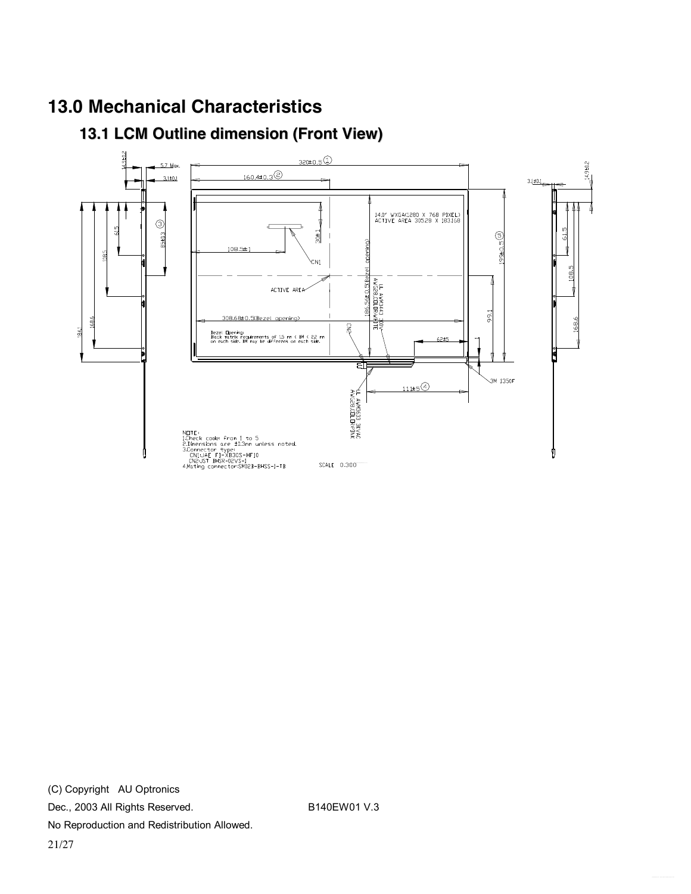# 13.0 Mechanical Characteristics

## 13.1 LCM Outline dimension (Front View)

320±0.5 ①
160.4±0.3 ②
5.7 Max.
3.1±0.1
14.9±0.2
14.0" WXGA(1280 X 768 PIXEL)
ACTIVE AREA 305.28 X 183.168
30±1
108.5±1
CN1
ACTIVE AREA
186.5±0.5(Bezel opening)
308.68±0.5(Bezel opening)
199±0.5 ⑤
99.1
62±5
111±5 ④
85±3 ③
61.5
108.5
168.6
184
CN2
UL AWM1443 300V AWG28 WHITE
UL AWM3633 3KVAC AWG28 PINK
3M 1350F

Bezel Opening:
Black matrix requirements of 1.5 mm < BM < 2.2 mm on each side. BM may be different on each side.

NOTE:
1.Check code: from 1 to 5
2.Dimensions are ±0.3mm unless noted.
3.Connector type:
CN1:JAE FI-XB30S-HF10
CN2:JST BHSR-02VS-1
4.Mating connector:SM02B-BHSS-1-TB

SCALE 0.300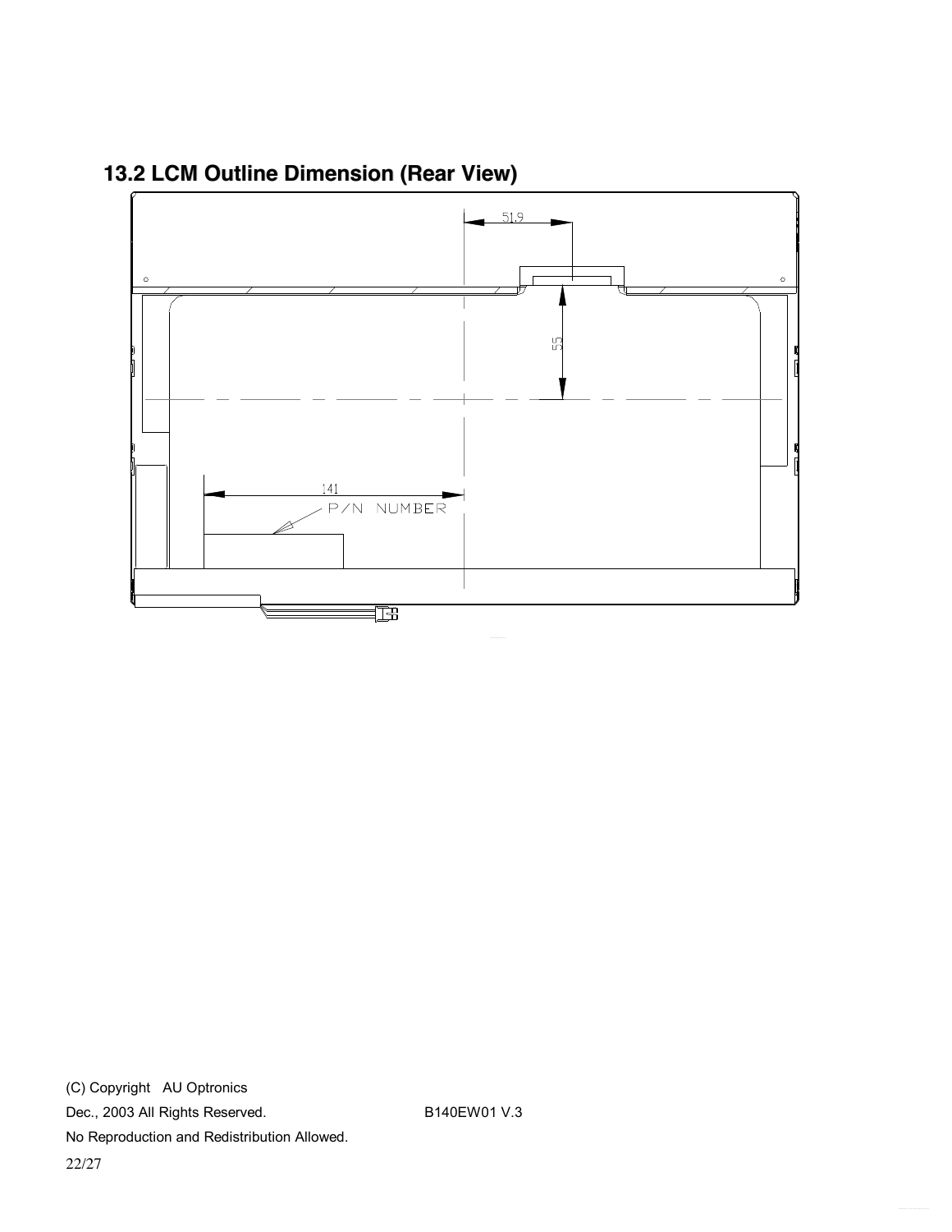## 13.2 LCM Outline Dimension (Rear View)

51.9

55

141

P/N NUMBER

(C) Copyright AU Optronics

Dec., 2003 All Rights Reserved. B140EW01 V.3

No Reproduction and Redistribution Allowed.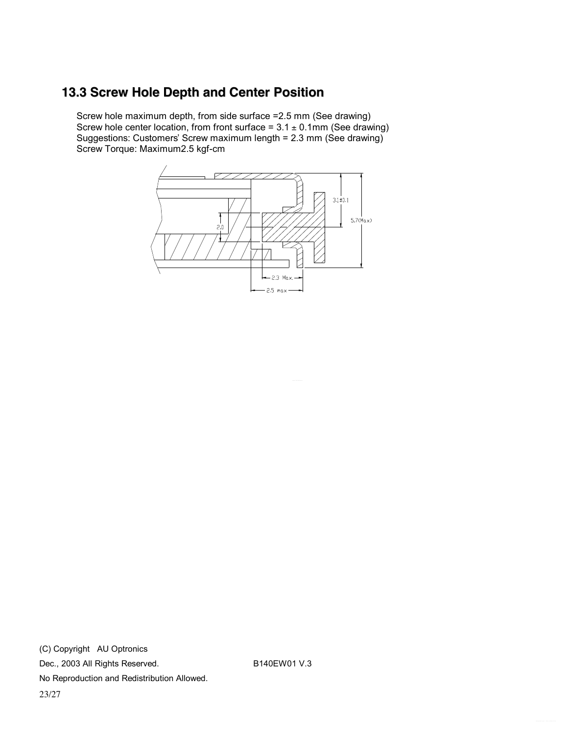## 13.3 Screw Hole Depth and Center Position

Screw hole maximum depth, from side surface =2.5 mm (See drawing)
Screw hole center location, from front surface = 3.1 ± 0.1mm (See drawing)
Suggestions: Customers' Screw maximum length = 2.3 mm (See drawing)
Screw Torque: Maximum2.5 kgf-cm

3.1±0.1
5.7(Max)
2.0
2.3 Max.
2.5 max

(C) Copyright AU Optronics
Dec., 2003 All Rights Reserved. B140EW01 V.3
No Reproduction and Redistribution Allowed.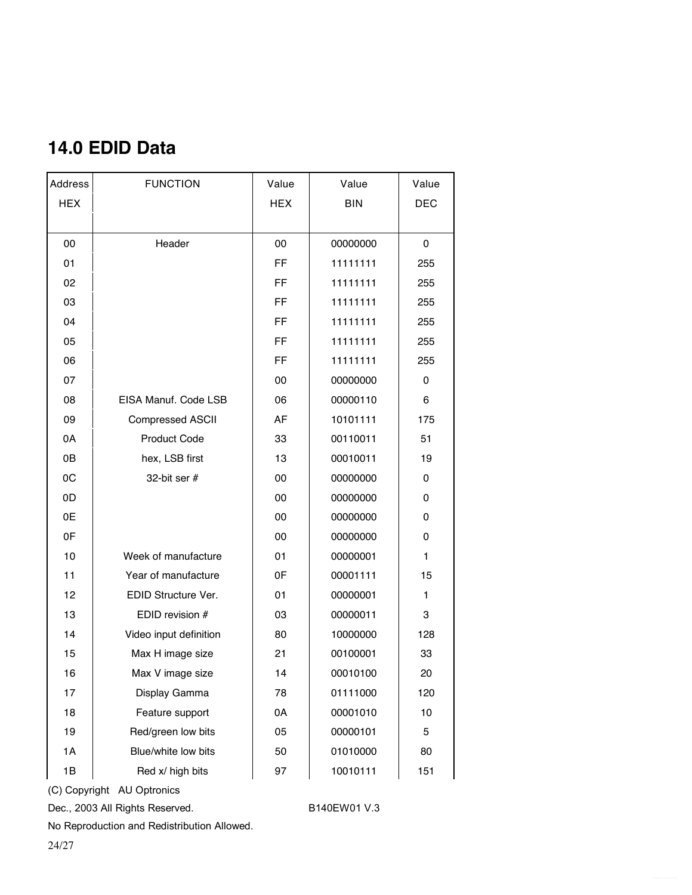## 14.0 EDID Data

| Address HEX | FUNCTION | Value HEX | Value BIN | Value DEC |
|---|---|---|---|---|
| 00 | Header | 00 | 00000000 | 0 |
| 01 | | FF | 11111111 | 255 |
| 02 | | FF | 11111111 | 255 |
| 03 | | FF | 11111111 | 255 |
| 04 | | FF | 11111111 | 255 |
| 05 | | FF | 11111111 | 255 |
| 06 | | FF | 11111111 | 255 |
| 07 | | 00 | 00000000 | 0 |
| 08 | EISA Manuf. Code LSB | 06 | 00000110 | 6 |
| 09 | Compressed ASCII | AF | 10101111 | 175 |
| 0A | Product Code | 33 | 00110011 | 51 |
| 0B | hex, LSB first | 13 | 00010011 | 19 |
| 0C | 32-bit ser # | 00 | 00000000 | 0 |
| 0D | | 00 | 00000000 | 0 |
| 0E | | 00 | 00000000 | 0 |
| 0F | | 00 | 00000000 | 0 |
| 10 | Week of manufacture | 01 | 00000001 | 1 |
| 11 | Year of manufacture | 0F | 00001111 | 15 |
| 12 | EDID Structure Ver. | 01 | 00000001 | 1 |
| 13 | EDID revision # | 03 | 00000011 | 3 |
| 14 | Video input definition | 80 | 10000000 | 128 |
| 15 | Max H image size | 21 | 00100001 | 33 |
| 16 | Max V image size | 14 | 00010100 | 20 |
| 17 | Display Gamma | 78 | 01111000 | 120 |
| 18 | Feature support | 0A | 00001010 | 10 |
| 19 | Red/green low bits | 05 | 00000101 | 5 |
| 1A | Blue/white low bits | 50 | 01010000 | 80 |
| 1B | Red x/ high bits | 97 | 10010111 | 151 |

(C) Copyright AU Optronics
Dec., 2003 All Rights Reserved. B140EW01 V.3
No Reproduction and Redistribution Allowed.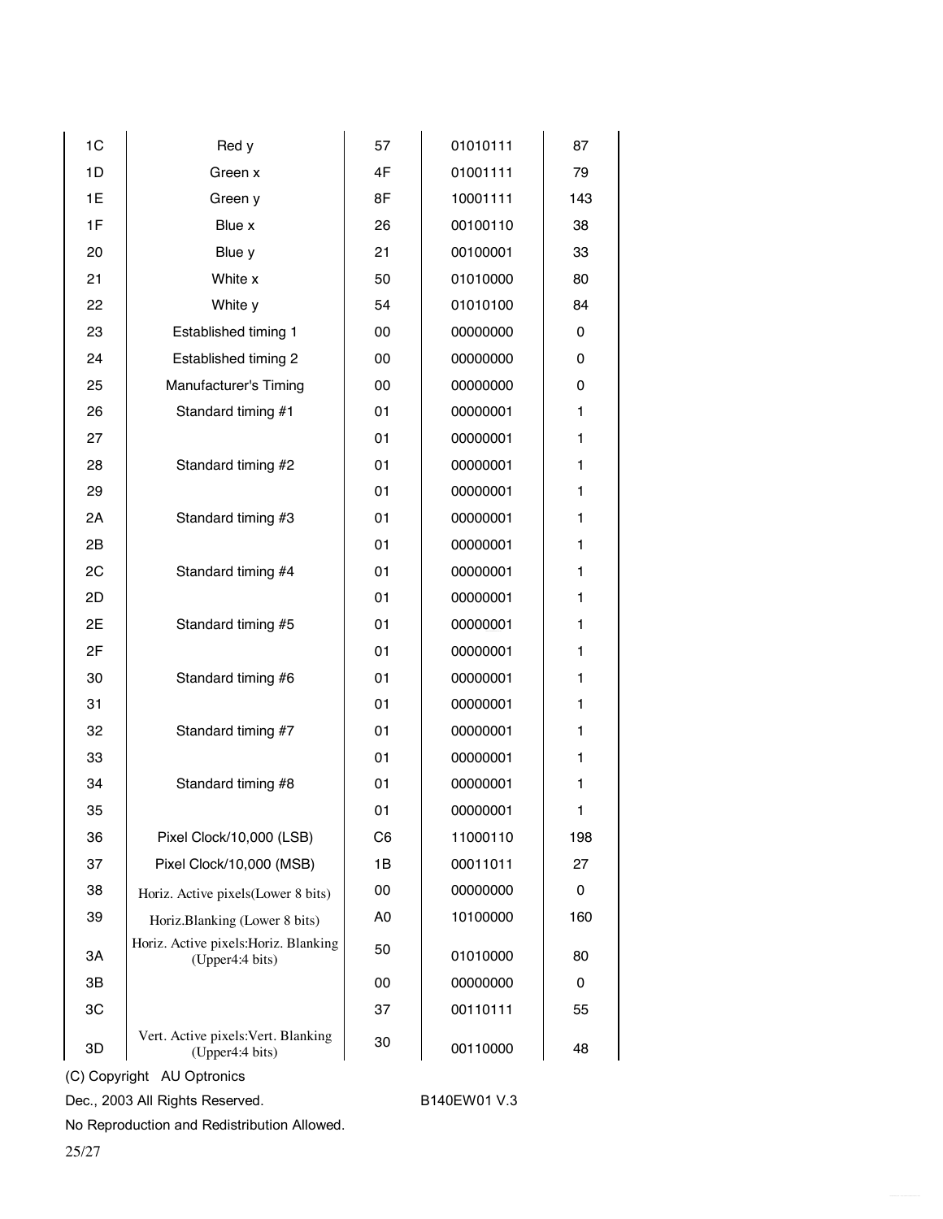| | | | | |
|---|---|---|---|---|
| 1C | Red y | 57 | 01010111 | 87 |
| 1D | Green x | 4F | 01001111 | 79 |
| 1E | Green y | 8F | 10001111 | 143 |
| 1F | Blue x | 26 | 00100110 | 38 |
| 20 | Blue y | 21 | 00100001 | 33 |
| 21 | White x | 50 | 01010000 | 80 |
| 22 | White y | 54 | 01010100 | 84 |
| 23 | Established timing 1 | 00 | 00000000 | 0 |
| 24 | Established timing 2 | 00 | 00000000 | 0 |
| 25 | Manufacturer's Timing | 00 | 00000000 | 0 |
| 26 | Standard timing #1 | 01 | 00000001 | 1 |
| 27 | | 01 | 00000001 | 1 |
| 28 | Standard timing #2 | 01 | 00000001 | 1 |
| 29 | | 01 | 00000001 | 1 |
| 2A | Standard timing #3 | 01 | 00000001 | 1 |
| 2B | | 01 | 00000001 | 1 |
| 2C | Standard timing #4 | 01 | 00000001 | 1 |
| 2D | | 01 | 00000001 | 1 |
| 2E | Standard timing #5 | 01 | 00000001 | 1 |
| 2F | | 01 | 00000001 | 1 |
| 30 | Standard timing #6 | 01 | 00000001 | 1 |
| 31 | | 01 | 00000001 | 1 |
| 32 | Standard timing #7 | 01 | 00000001 | 1 |
| 33 | | 01 | 00000001 | 1 |
| 34 | Standard timing #8 | 01 | 00000001 | 1 |
| 35 | | 01 | 00000001 | 1 |
| 36 | Pixel Clock/10,000 (LSB) | C6 | 11000110 | 198 |
| 37 | Pixel Clock/10,000 (MSB) | 1B | 00011011 | 27 |
| 38 | Horiz. Active pixels(Lower 8 bits) | 00 | 00000000 | 0 |
| 39 | Horiz.Blanking (Lower 8 bits) | A0 | 10100000 | 160 |
| 3A | Horiz. Active pixels:Horiz. Blanking (Upper4:4 bits) | 50 | 01010000 | 80 |
| 3B | | 00 | 00000000 | 0 |
| 3C | | 37 | 00110111 | 55 |
| 3D | Vert. Active pixels:Vert. Blanking (Upper4:4 bits) | 30 | 00110000 | 48 |

(C) Copyright AU Optronics

Dec., 2003 All Rights Reserved. B140EW01 V.3

No Reproduction and Redistribution Allowed.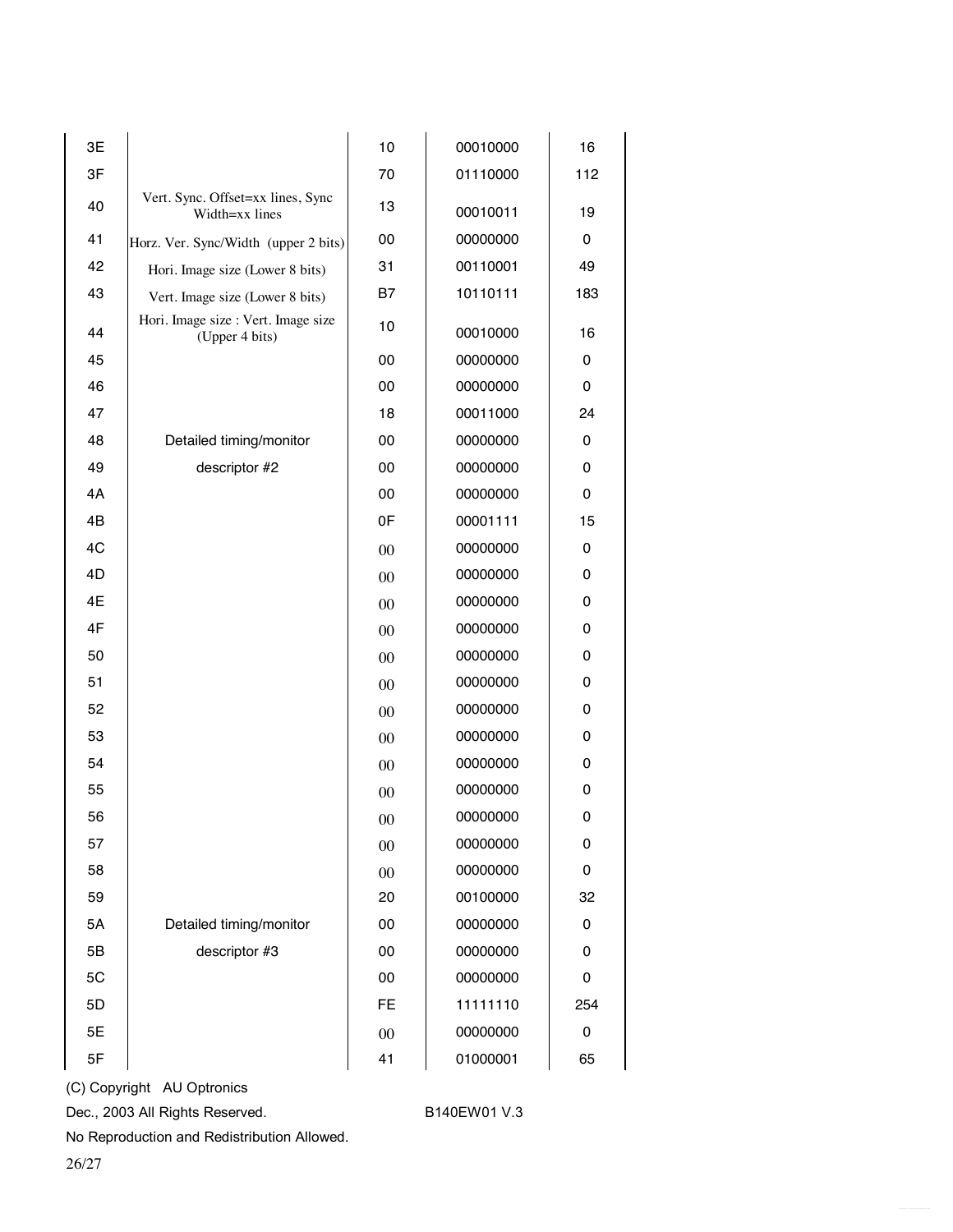| | | | | |
|---|---|---|---|---|
| 3E | | 10 | 00010000 | 16 |
| 3F | | 70 | 01110000 | 112 |
| 40 | Vert. Sync. Offset=xx lines, Sync Width=xx lines | 13 | 00010011 | 19 |
| 41 | Horz. Ver. Sync/Width (upper 2 bits) | 00 | 00000000 | 0 |
| 42 | Hori. Image size (Lower 8 bits) | 31 | 00110001 | 49 |
| 43 | Vert. Image size (Lower 8 bits) | B7 | 10110111 | 183 |
| 44 | Hori. Image size : Vert. Image size (Upper 4 bits) | 10 | 00010000 | 16 |
| 45 | | 00 | 00000000 | 0 |
| 46 | | 00 | 00000000 | 0 |
| 47 | | 18 | 00011000 | 24 |
| 48 | Detailed timing/monitor | 00 | 00000000 | 0 |
| 49 | descriptor #2 | 00 | 00000000 | 0 |
| 4A | | 00 | 00000000 | 0 |
| 4B | | 0F | 00001111 | 15 |
| 4C | | 00 | 00000000 | 0 |
| 4D | | 00 | 00000000 | 0 |
| 4E | | 00 | 00000000 | 0 |
| 4F | | 00 | 00000000 | 0 |
| 50 | | 00 | 00000000 | 0 |
| 51 | | 00 | 00000000 | 0 |
| 52 | | 00 | 00000000 | 0 |
| 53 | | 00 | 00000000 | 0 |
| 54 | | 00 | 00000000 | 0 |
| 55 | | 00 | 00000000 | 0 |
| 56 | | 00 | 00000000 | 0 |
| 57 | | 00 | 00000000 | 0 |
| 58 | | 00 | 00000000 | 0 |
| 59 | | 20 | 00100000 | 32 |
| 5A | Detailed timing/monitor | 00 | 00000000 | 0 |
| 5B | descriptor #3 | 00 | 00000000 | 0 |
| 5C | | 00 | 00000000 | 0 |
| 5D | | FE | 11111110 | 254 |
| 5E | | 00 | 00000000 | 0 |
| 5F | | 41 | 01000001 | 65 |

(C) Copyright AU Optronics

Dec., 2003 All Rights Reserved. B140EW01 V.3

No Reproduction and Redistribution Allowed.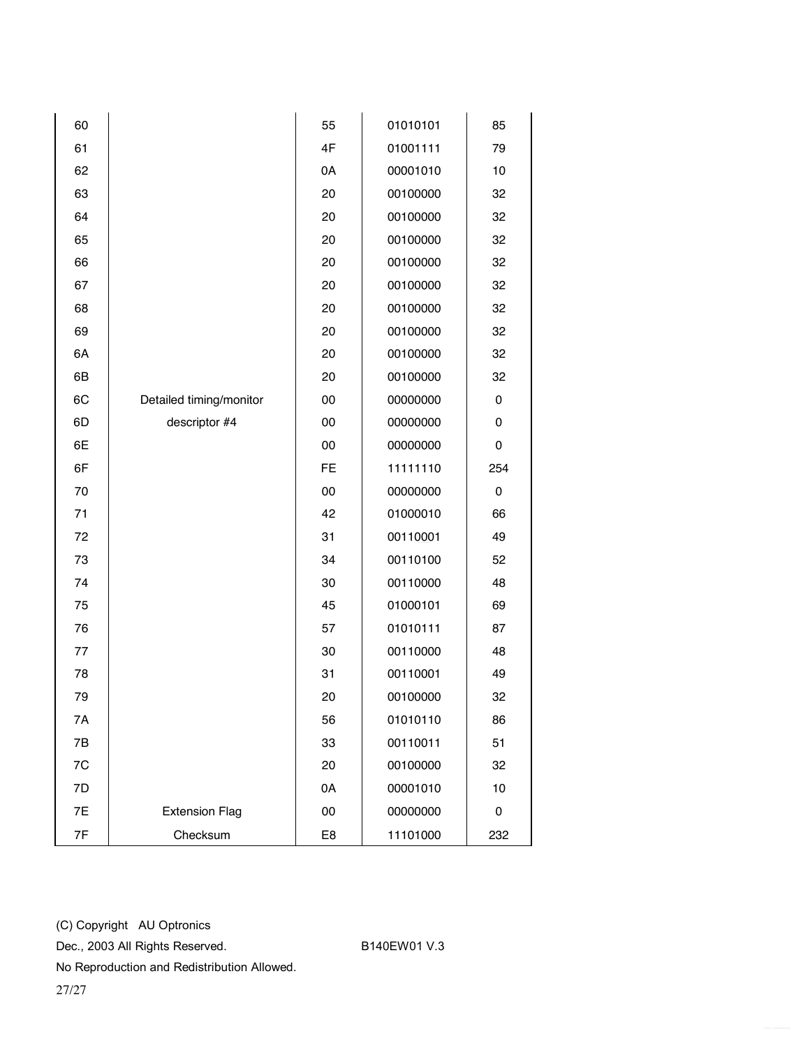| | | | | |
|---|---|---|---|---|
| 60 | | 55 | 01010101 | 85 |
| 61 | | 4F | 01001111 | 79 |
| 62 | | 0A | 00001010 | 10 |
| 63 | | 20 | 00100000 | 32 |
| 64 | | 20 | 00100000 | 32 |
| 65 | | 20 | 00100000 | 32 |
| 66 | | 20 | 00100000 | 32 |
| 67 | | 20 | 00100000 | 32 |
| 68 | | 20 | 00100000 | 32 |
| 69 | | 20 | 00100000 | 32 |
| 6A | | 20 | 00100000 | 32 |
| 6B | | 20 | 00100000 | 32 |
| 6C | Detailed timing/monitor | 00 | 00000000 | 0 |
| 6D | descriptor #4 | 00 | 00000000 | 0 |
| 6E | | 00 | 00000000 | 0 |
| 6F | | FE | 11111110 | 254 |
| 70 | | 00 | 00000000 | 0 |
| 71 | | 42 | 01000010 | 66 |
| 72 | | 31 | 00110001 | 49 |
| 73 | | 34 | 00110100 | 52 |
| 74 | | 30 | 00110000 | 48 |
| 75 | | 45 | 01000101 | 69 |
| 76 | | 57 | 01010111 | 87 |
| 77 | | 30 | 00110000 | 48 |
| 78 | | 31 | 00110001 | 49 |
| 79 | | 20 | 00100000 | 32 |
| 7A | | 56 | 01010110 | 86 |
| 7B | | 33 | 00110011 | 51 |
| 7C | | 20 | 00100000 | 32 |
| 7D | | 0A | 00001010 | 10 |
| 7E | Extension Flag | 00 | 00000000 | 0 |
| 7F | Checksum | E8 | 11101000 | 232 |

(C) Copyright AU Optronics

Dec., 2003 All Rights Reserved. B140EW01 V.3

No Reproduction and Redistribution Allowed.